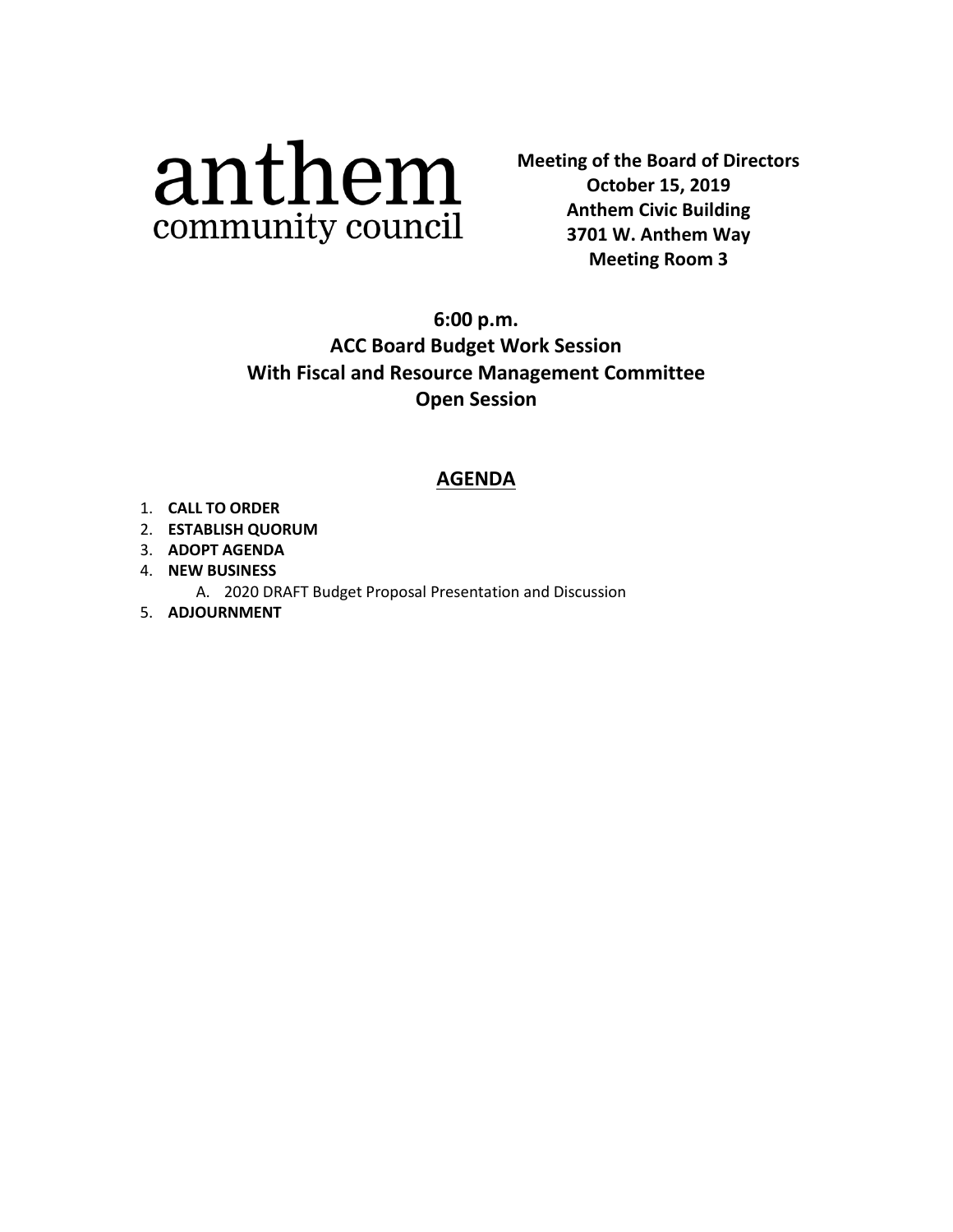anthem
community council

**Meeting of the Board of Directors**
**October 15, 2019**
**Anthem Civic Building**
**3701 W. Anthem Way**
**Meeting Room 3**

## 6:00 p.m.
## ACC Board Budget Work Session
## With Fiscal and Resource Management Committee
## Open Session

## AGENDA

1. **CALL TO ORDER**
2. **ESTABLISH QUORUM**
3. **ADOPT AGENDA**
4. **NEW BUSINESS**
   A. 2020 DRAFT Budget Proposal Presentation and Discussion
5. **ADJOURNMENT**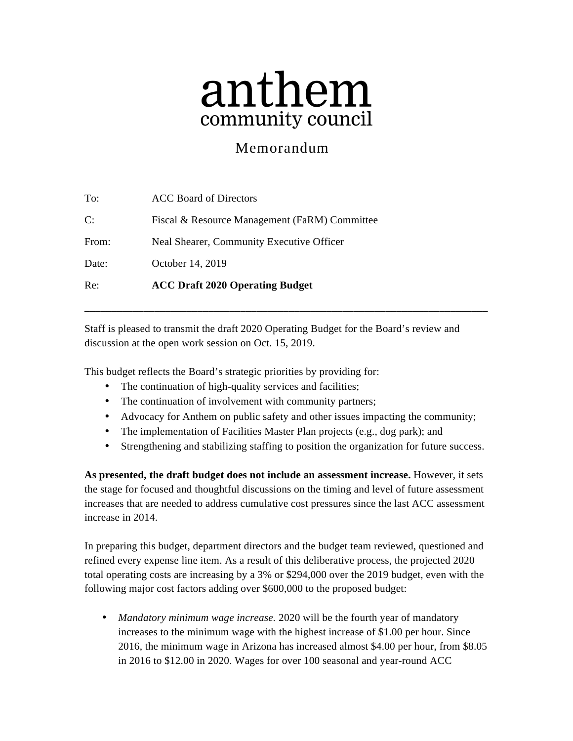# anthem
## community council

Memorandum

To: ACC Board of Directors

C: Fiscal & Resource Management (FaRM) Committee

From: Neal Shearer, Community Executive Officer

Date: October 14, 2019

Re: **ACC Draft 2020 Operating Budget**

---

Staff is pleased to transmit the draft 2020 Operating Budget for the Board's review and discussion at the open work session on Oct. 15, 2019.

This budget reflects the Board's strategic priorities by providing for:

- The continuation of high-quality services and facilities;
- The continuation of involvement with community partners;
- Advocacy for Anthem on public safety and other issues impacting the community;
- The implementation of Facilities Master Plan projects (e.g., dog park); and
- Strengthening and stabilizing staffing to position the organization for future success.

**As presented, the draft budget does not include an assessment increase.** However, it sets the stage for focused and thoughtful discussions on the timing and level of future assessment increases that are needed to address cumulative cost pressures since the last ACC assessment increase in 2014.

In preparing this budget, department directors and the budget team reviewed, questioned and refined every expense line item. As a result of this deliberative process, the projected 2020 total operating costs are increasing by a 3% or $294,000 over the 2019 budget, even with the following major cost factors adding over $600,000 to the proposed budget:

- *Mandatory minimum wage increase.* 2020 will be the fourth year of mandatory increases to the minimum wage with the highest increase of $1.00 per hour. Since 2016, the minimum wage in Arizona has increased almost $4.00 per hour, from $8.05 in 2016 to $12.00 in 2020. Wages for over 100 seasonal and year-round ACC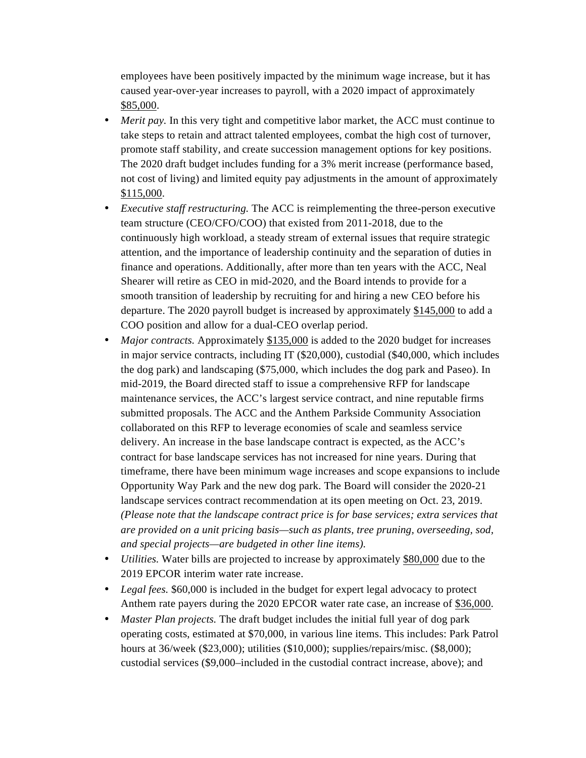employees have been positively impacted by the minimum wage increase, but it has caused year-over-year increases to payroll, with a 2020 impact of approximately $85,000.

- *Merit pay.* In this very tight and competitive labor market, the ACC must continue to take steps to retain and attract talented employees, combat the high cost of turnover, promote staff stability, and create succession management options for key positions. The 2020 draft budget includes funding for a 3% merit increase (performance based, not cost of living) and limited equity pay adjustments in the amount of approximately $115,000.
- *Executive staff restructuring.* The ACC is reimplementing the three-person executive team structure (CEO/CFO/COO) that existed from 2011-2018, due to the continuously high workload, a steady stream of external issues that require strategic attention, and the importance of leadership continuity and the separation of duties in finance and operations. Additionally, after more than ten years with the ACC, Neal Shearer will retire as CEO in mid-2020, and the Board intends to provide for a smooth transition of leadership by recruiting for and hiring a new CEO before his departure. The 2020 payroll budget is increased by approximately $145,000 to add a COO position and allow for a dual-CEO overlap period.
- *Major contracts.* Approximately $135,000 is added to the 2020 budget for increases in major service contracts, including IT ($20,000), custodial ($40,000, which includes the dog park) and landscaping ($75,000, which includes the dog park and Paseo). In mid-2019, the Board directed staff to issue a comprehensive RFP for landscape maintenance services, the ACC's largest service contract, and nine reputable firms submitted proposals. The ACC and the Anthem Parkside Community Association collaborated on this RFP to leverage economies of scale and seamless service delivery. An increase in the base landscape contract is expected, as the ACC's contract for base landscape services has not increased for nine years. During that timeframe, there have been minimum wage increases and scope expansions to include Opportunity Way Park and the new dog park. The Board will consider the 2020-21 landscape services contract recommendation at its open meeting on Oct. 23, 2019. *(Please note that the landscape contract price is for base services; extra services that are provided on a unit pricing basis—such as plants, tree pruning, overseeding, sod, and special projects—are budgeted in other line items).*
- *Utilities.* Water bills are projected to increase by approximately $80,000 due to the 2019 EPCOR interim water rate increase.
- *Legal fees.* $60,000 is included in the budget for expert legal advocacy to protect Anthem rate payers during the 2020 EPCOR water rate case, an increase of $36,000.
- *Master Plan projects.* The draft budget includes the initial full year of dog park operating costs, estimated at $70,000, in various line items. This includes: Park Patrol hours at 36/week ($23,000); utilities ($10,000); supplies/repairs/misc. ($8,000); custodial services ($9,000–included in the custodial contract increase, above); and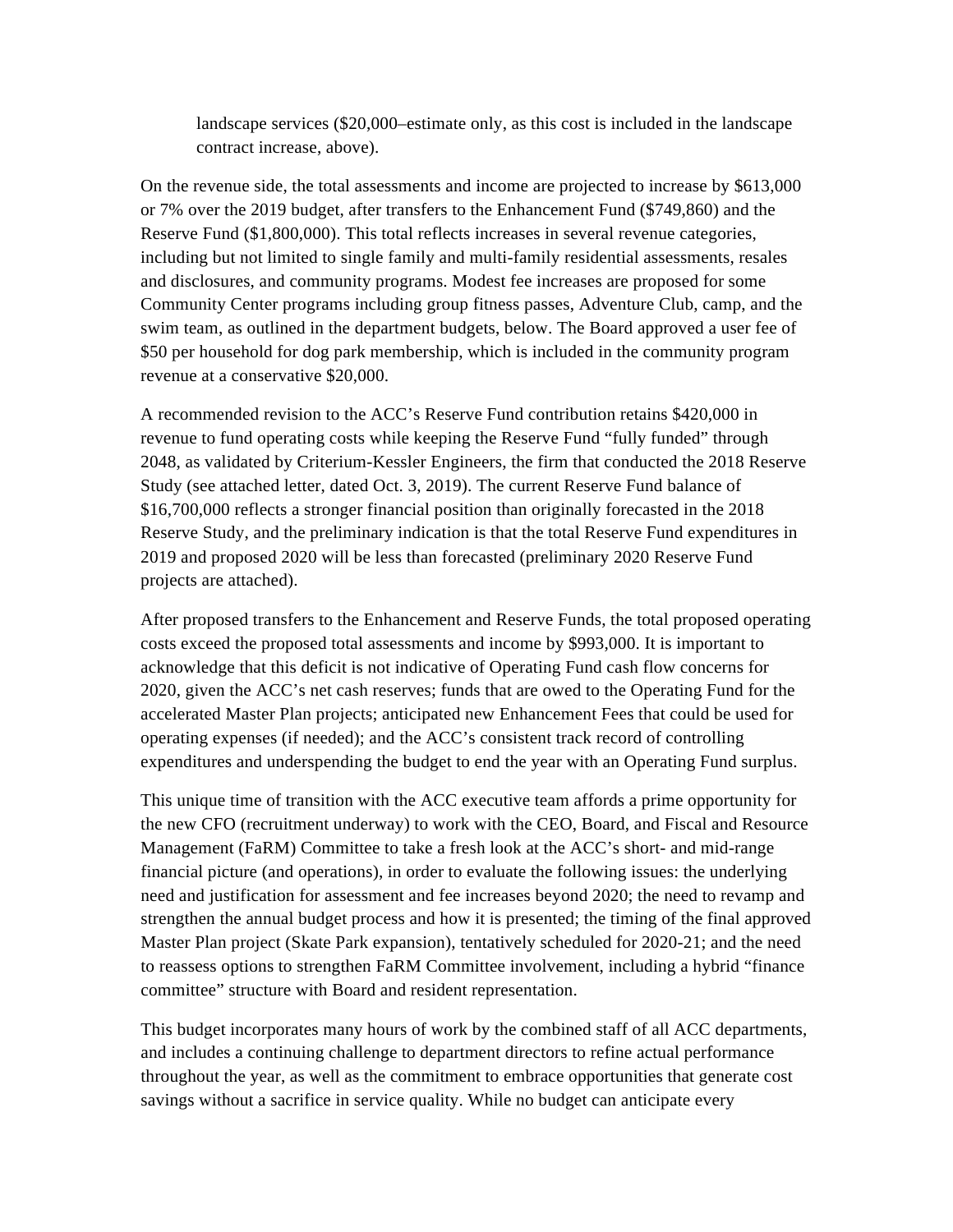landscape services ($20,000–estimate only, as this cost is included in the landscape contract increase, above).

On the revenue side, the total assessments and income are projected to increase by $613,000 or 7% over the 2019 budget, after transfers to the Enhancement Fund ($749,860) and the Reserve Fund ($1,800,000). This total reflects increases in several revenue categories, including but not limited to single family and multi-family residential assessments, resales and disclosures, and community programs. Modest fee increases are proposed for some Community Center programs including group fitness passes, Adventure Club, camp, and the swim team, as outlined in the department budgets, below. The Board approved a user fee of $50 per household for dog park membership, which is included in the community program revenue at a conservative $20,000.

A recommended revision to the ACC's Reserve Fund contribution retains $420,000 in revenue to fund operating costs while keeping the Reserve Fund "fully funded" through 2048, as validated by Criterium-Kessler Engineers, the firm that conducted the 2018 Reserve Study (see attached letter, dated Oct. 3, 2019). The current Reserve Fund balance of $16,700,000 reflects a stronger financial position than originally forecasted in the 2018 Reserve Study, and the preliminary indication is that the total Reserve Fund expenditures in 2019 and proposed 2020 will be less than forecasted (preliminary 2020 Reserve Fund projects are attached).

After proposed transfers to the Enhancement and Reserve Funds, the total proposed operating costs exceed the proposed total assessments and income by $993,000. It is important to acknowledge that this deficit is not indicative of Operating Fund cash flow concerns for 2020, given the ACC's net cash reserves; funds that are owed to the Operating Fund for the accelerated Master Plan projects; anticipated new Enhancement Fees that could be used for operating expenses (if needed); and the ACC's consistent track record of controlling expenditures and underspending the budget to end the year with an Operating Fund surplus.

This unique time of transition with the ACC executive team affords a prime opportunity for the new CFO (recruitment underway) to work with the CEO, Board, and Fiscal and Resource Management (FaRM) Committee to take a fresh look at the ACC's short- and mid-range financial picture (and operations), in order to evaluate the following issues: the underlying need and justification for assessment and fee increases beyond 2020; the need to revamp and strengthen the annual budget process and how it is presented; the timing of the final approved Master Plan project (Skate Park expansion), tentatively scheduled for 2020-21; and the need to reassess options to strengthen FaRM Committee involvement, including a hybrid "finance committee" structure with Board and resident representation.

This budget incorporates many hours of work by the combined staff of all ACC departments, and includes a continuing challenge to department directors to refine actual performance throughout the year, as well as the commitment to embrace opportunities that generate cost savings without a sacrifice in service quality. While no budget can anticipate every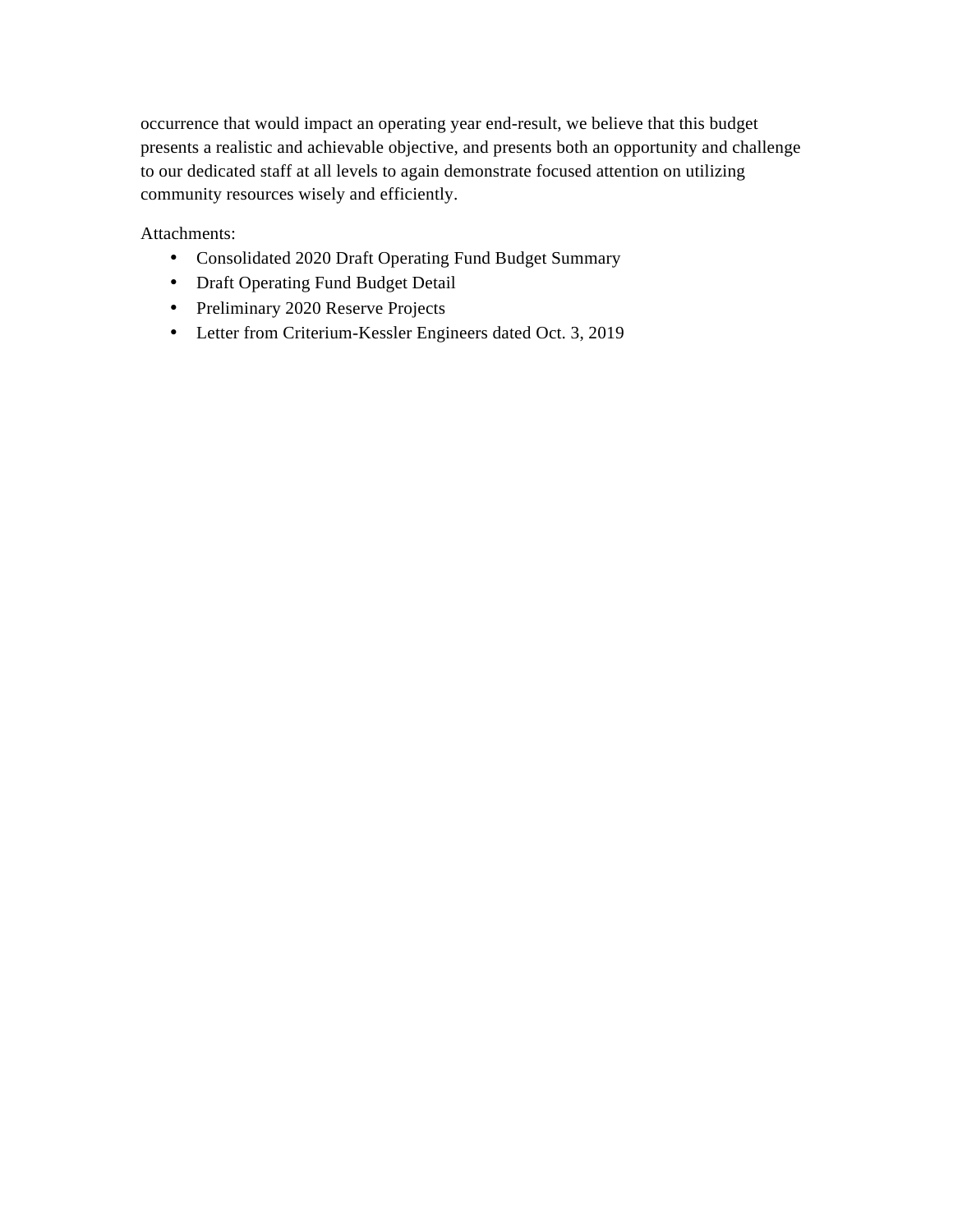occurrence that would impact an operating year end-result, we believe that this budget presents a realistic and achievable objective, and presents both an opportunity and challenge to our dedicated staff at all levels to again demonstrate focused attention on utilizing community resources wisely and efficiently.

Attachments:

- Consolidated 2020 Draft Operating Fund Budget Summary
- Draft Operating Fund Budget Detail
- Preliminary 2020 Reserve Projects
- Letter from Criterium-Kessler Engineers dated Oct. 3, 2019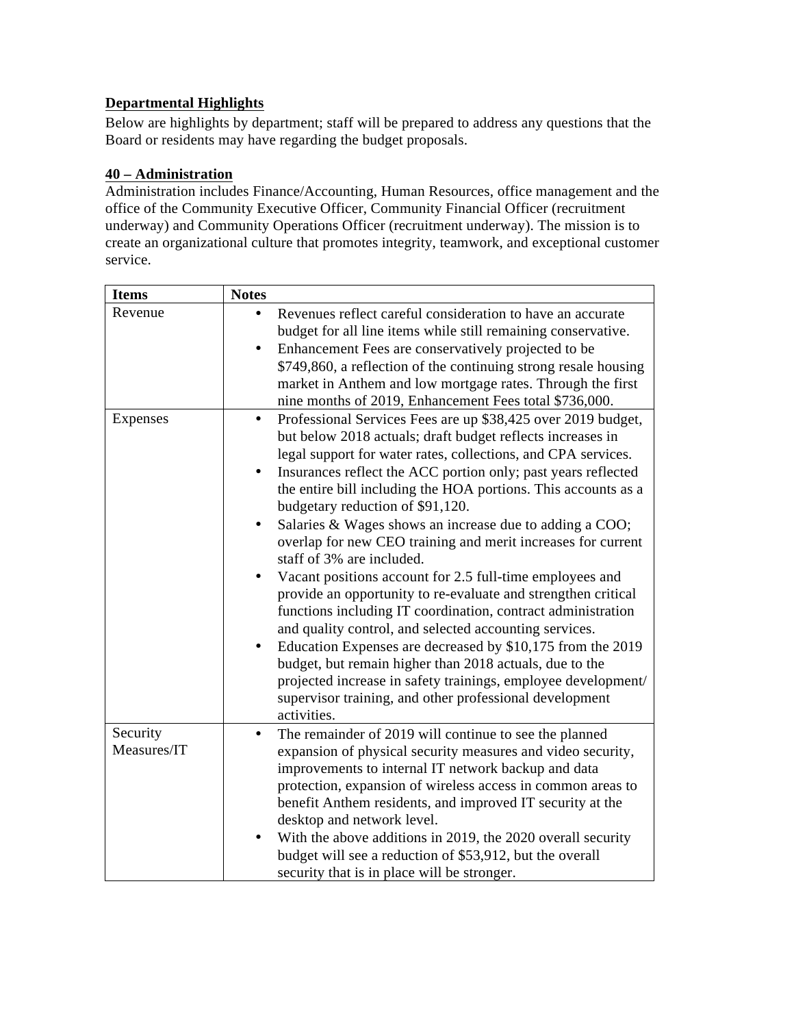**Departmental Highlights**

Below are highlights by department; staff will be prepared to address any questions that the Board or residents may have regarding the budget proposals.

**40 – Administration**

Administration includes Finance/Accounting, Human Resources, office management and the office of the Community Executive Officer, Community Financial Officer (recruitment underway) and Community Operations Officer (recruitment underway). The mission is to create an organizational culture that promotes integrity, teamwork, and exceptional customer service.

| Items | Notes |
| --- | --- |
| Revenue | • Revenues reflect careful consideration to have an accurate budget for all line items while still remaining conservative.<br>• Enhancement Fees are conservatively projected to be $749,860, a reflection of the continuing strong resale housing market in Anthem and low mortgage rates. Through the first nine months of 2019, Enhancement Fees total $736,000. |
| Expenses | • Professional Services Fees are up $38,425 over 2019 budget, but below 2018 actuals; draft budget reflects increases in legal support for water rates, collections, and CPA services.<br>• Insurances reflect the ACC portion only; past years reflected the entire bill including the HOA portions. This accounts as a budgetary reduction of $91,120.<br>• Salaries & Wages shows an increase due to adding a COO; overlap for new CEO training and merit increases for current staff of 3% are included.<br>• Vacant positions account for 2.5 full-time employees and provide an opportunity to re-evaluate and strengthen critical functions including IT coordination, contract administration and quality control, and selected accounting services.<br>• Education Expenses are decreased by $10,175 from the 2019 budget, but remain higher than 2018 actuals, due to the projected increase in safety trainings, employee development/ supervisor training, and other professional development activities. |
| Security Measures/IT | • The remainder of 2019 will continue to see the planned expansion of physical security measures and video security, improvements to internal IT network backup and data protection, expansion of wireless access in common areas to benefit Anthem residents, and improved IT security at the desktop and network level.<br>• With the above additions in 2019, the 2020 overall security budget will see a reduction of $53,912, but the overall security that is in place will be stronger. |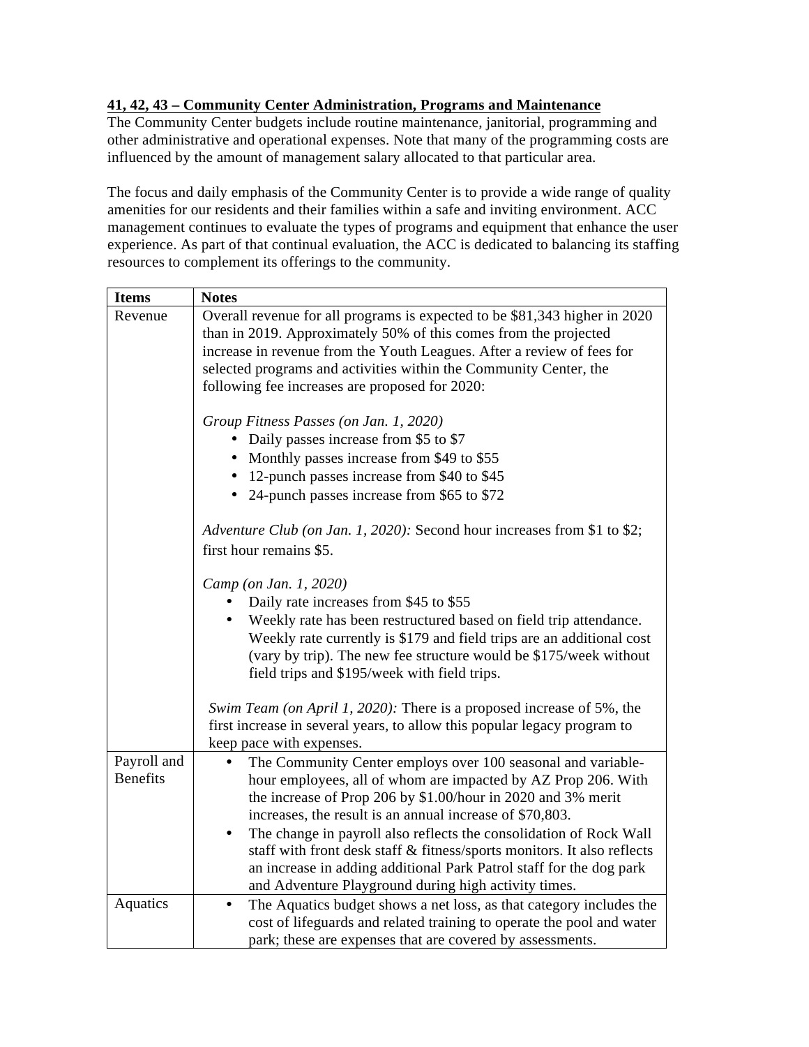**41, 42, 43 – Community Center Administration, Programs and Maintenance**

The Community Center budgets include routine maintenance, janitorial, programming and other administrative and operational expenses. Note that many of the programming costs are influenced by the amount of management salary allocated to that particular area.

The focus and daily emphasis of the Community Center is to provide a wide range of quality amenities for our residents and their families within a safe and inviting environment. ACC management continues to evaluate the types of programs and equipment that enhance the user experience. As part of that continual evaluation, the ACC is dedicated to balancing its staffing resources to complement its offerings to the community.

| Items | Notes |
|---|---|
| Revenue | Overall revenue for all programs is expected to be $81,343 higher in 2020 than in 2019. Approximately 50% of this comes from the projected increase in revenue from the Youth Leagues. After a review of fees for selected programs and activities within the Community Center, the following fee increases are proposed for 2020:<br><br>*Group Fitness Passes (on Jan. 1, 2020)*<br>• Daily passes increase from $5 to $7<br>• Monthly passes increase from $49 to $55<br>• 12-punch passes increase from $40 to $45<br>• 24-punch passes increase from $65 to $72<br><br>*Adventure Club (on Jan. 1, 2020):* Second hour increases from $1 to $2; first hour remains $5.<br><br>*Camp (on Jan. 1, 2020)*<br>• Daily rate increases from $45 to $55<br>• Weekly rate has been restructured based on field trip attendance. Weekly rate currently is $179 and field trips are an additional cost (vary by trip). The new fee structure would be $175/week without field trips and $195/week with field trips.<br><br>*Swim Team (on April 1, 2020):* There is a proposed increase of 5%, the first increase in several years, to allow this popular legacy program to keep pace with expenses. |
| Payroll and Benefits | • The Community Center employs over 100 seasonal and variable-hour employees, all of whom are impacted by AZ Prop 206. With the increase of Prop 206 by $1.00/hour in 2020 and 3% merit increases, the result is an annual increase of $70,803.<br>• The change in payroll also reflects the consolidation of Rock Wall staff with front desk staff & fitness/sports monitors. It also reflects an increase in adding additional Park Patrol staff for the dog park and Adventure Playground during high activity times. |
| Aquatics | • The Aquatics budget shows a net loss, as that category includes the cost of lifeguards and related training to operate the pool and water park; these are expenses that are covered by assessments. |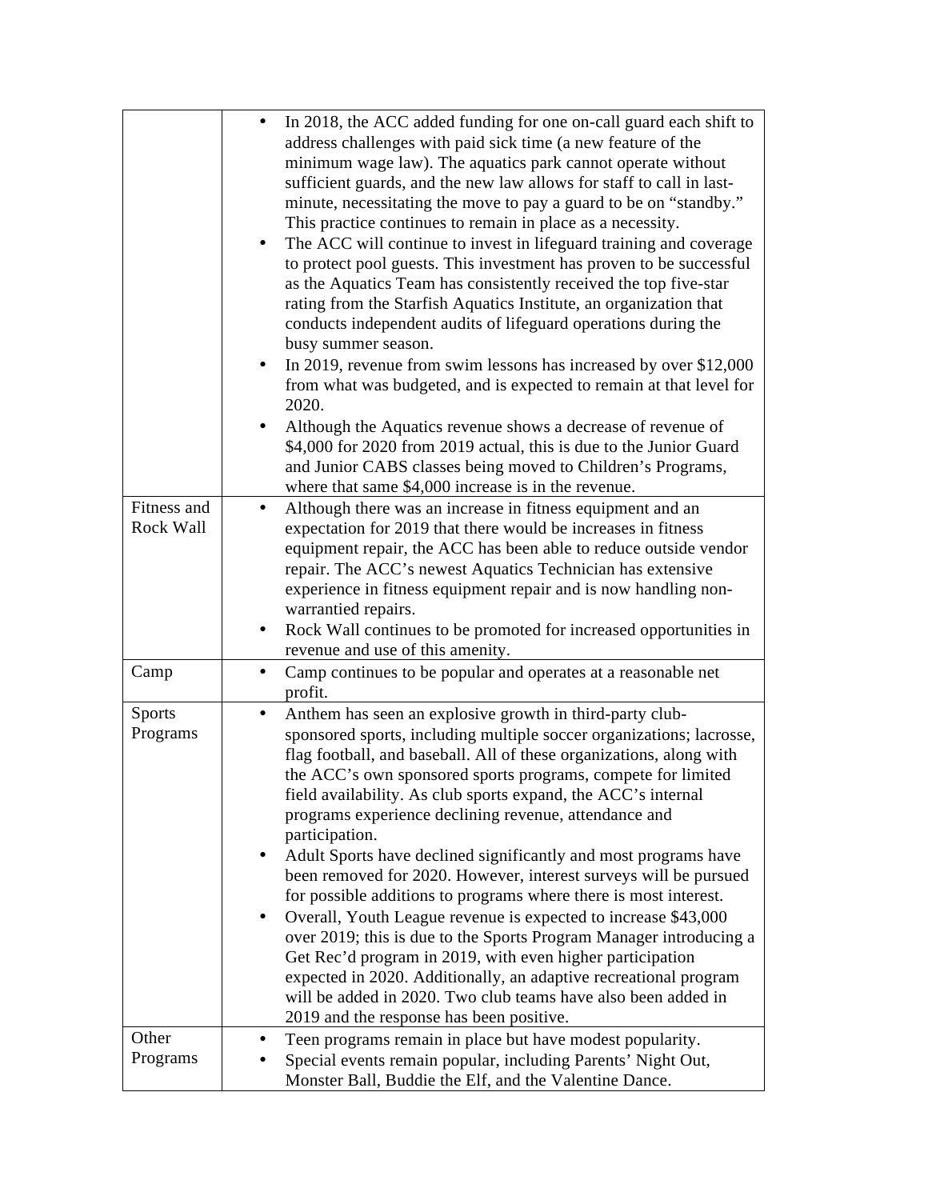| | |
|---|---|
| | • In 2018, the ACC added funding for one on-call guard each shift to address challenges with paid sick time (a new feature of the minimum wage law). The aquatics park cannot operate without sufficient guards, and the new law allows for staff to call in last-minute, necessitating the move to pay a guard to be on "standby." This practice continues to remain in place as a necessity.<br>• The ACC will continue to invest in lifeguard training and coverage to protect pool guests. This investment has proven to be successful as the Aquatics Team has consistently received the top five-star rating from the Starfish Aquatics Institute, an organization that conducts independent audits of lifeguard operations during the busy summer season.<br>• In 2019, revenue from swim lessons has increased by over $12,000 from what was budgeted, and is expected to remain at that level for 2020.<br>• Although the Aquatics revenue shows a decrease of revenue of $4,000 for 2020 from 2019 actual, this is due to the Junior Guard and Junior CABS classes being moved to Children's Programs, where that same $4,000 increase is in the revenue. |
| Fitness and Rock Wall | • Although there was an increase in fitness equipment and an expectation for 2019 that there would be increases in fitness equipment repair, the ACC has been able to reduce outside vendor repair. The ACC's newest Aquatics Technician has extensive experience in fitness equipment repair and is now handling non-warrantied repairs.<br>• Rock Wall continues to be promoted for increased opportunities in revenue and use of this amenity. |
| Camp | • Camp continues to be popular and operates at a reasonable net profit. |
| Sports Programs | • Anthem has seen an explosive growth in third-party club-sponsored sports, including multiple soccer organizations; lacrosse, flag football, and baseball. All of these organizations, along with the ACC's own sponsored sports programs, compete for limited field availability. As club sports expand, the ACC's internal programs experience declining revenue, attendance and participation.<br>• Adult Sports have declined significantly and most programs have been removed for 2020. However, interest surveys will be pursued for possible additions to programs where there is most interest.<br>• Overall, Youth League revenue is expected to increase $43,000 over 2019; this is due to the Sports Program Manager introducing a Get Rec'd program in 2019, with even higher participation expected in 2020. Additionally, an adaptive recreational program will be added in 2020. Two club teams have also been added in 2019 and the response has been positive. |
| Other Programs | • Teen programs remain in place but have modest popularity.<br>• Special events remain popular, including Parents' Night Out, Monster Ball, Buddie the Elf, and the Valentine Dance. |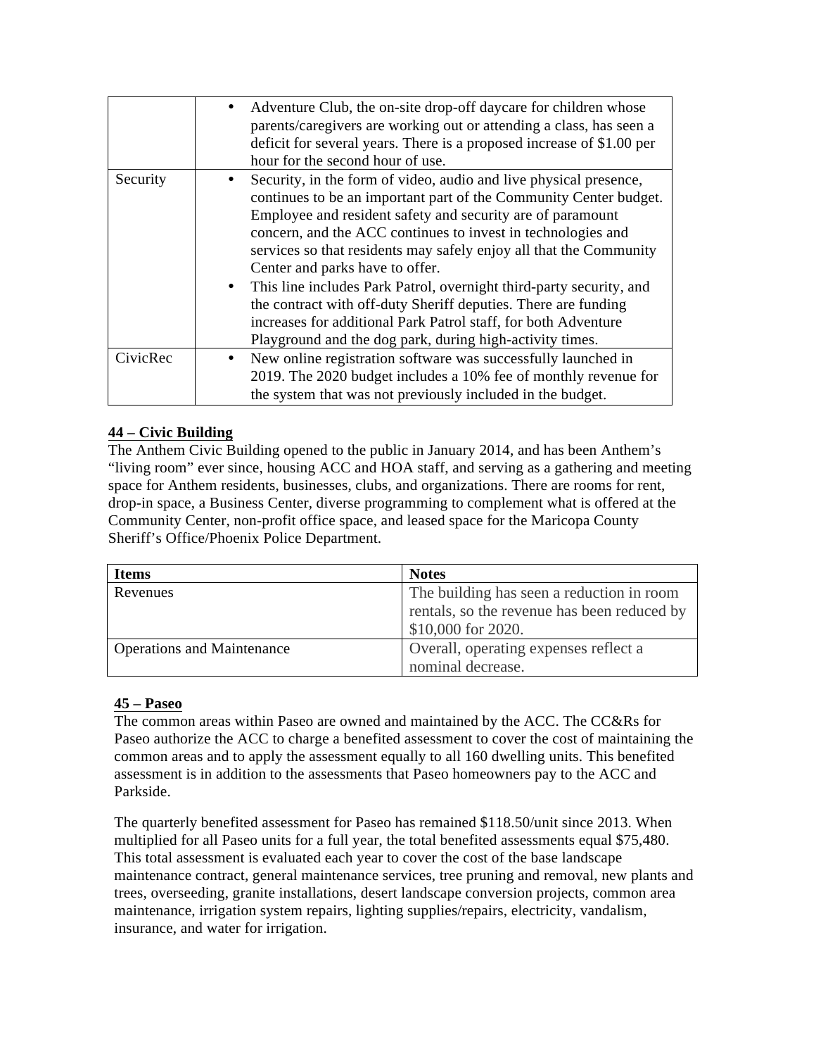| | |
|---|---|
| | • Adventure Club, the on-site drop-off daycare for children whose parents/caregivers are working out or attending a class, has seen a deficit for several years. There is a proposed increase of $1.00 per hour for the second hour of use. |
| Security | • Security, in the form of video, audio and live physical presence, continues to be an important part of the Community Center budget. Employee and resident safety and security are of paramount concern, and the ACC continues to invest in technologies and services so that residents may safely enjoy all that the Community Center and parks have to offer.<br>• This line includes Park Patrol, overnight third-party security, and the contract with off-duty Sheriff deputies. There are funding increases for additional Park Patrol staff, for both Adventure Playground and the dog park, during high-activity times. |
| CivicRec | • New online registration software was successfully launched in 2019. The 2020 budget includes a 10% fee of monthly revenue for the system that was not previously included in the budget. |

**44 – Civic Building**

The Anthem Civic Building opened to the public in January 2014, and has been Anthem's "living room" ever since, housing ACC and HOA staff, and serving as a gathering and meeting space for Anthem residents, businesses, clubs, and organizations. There are rooms for rent, drop-in space, a Business Center, diverse programming to complement what is offered at the Community Center, non-profit office space, and leased space for the Maricopa County Sheriff's Office/Phoenix Police Department.

| Items | Notes |
|---|---|
| Revenues | The building has seen a reduction in room rentals, so the revenue has been reduced by $10,000 for 2020. |
| Operations and Maintenance | Overall, operating expenses reflect a nominal decrease. |

**45 – Paseo**

The common areas within Paseo are owned and maintained by the ACC. The CC&Rs for Paseo authorize the ACC to charge a benefited assessment to cover the cost of maintaining the common areas and to apply the assessment equally to all 160 dwelling units. This benefited assessment is in addition to the assessments that Paseo homeowners pay to the ACC and Parkside.

The quarterly benefited assessment for Paseo has remained $118.50/unit since 2013. When multiplied for all Paseo units for a full year, the total benefited assessments equal $75,480. This total assessment is evaluated each year to cover the cost of the base landscape maintenance contract, general maintenance services, tree pruning and removal, new plants and trees, overseeding, granite installations, desert landscape conversion projects, common area maintenance, irrigation system repairs, lighting supplies/repairs, electricity, vandalism, insurance, and water for irrigation.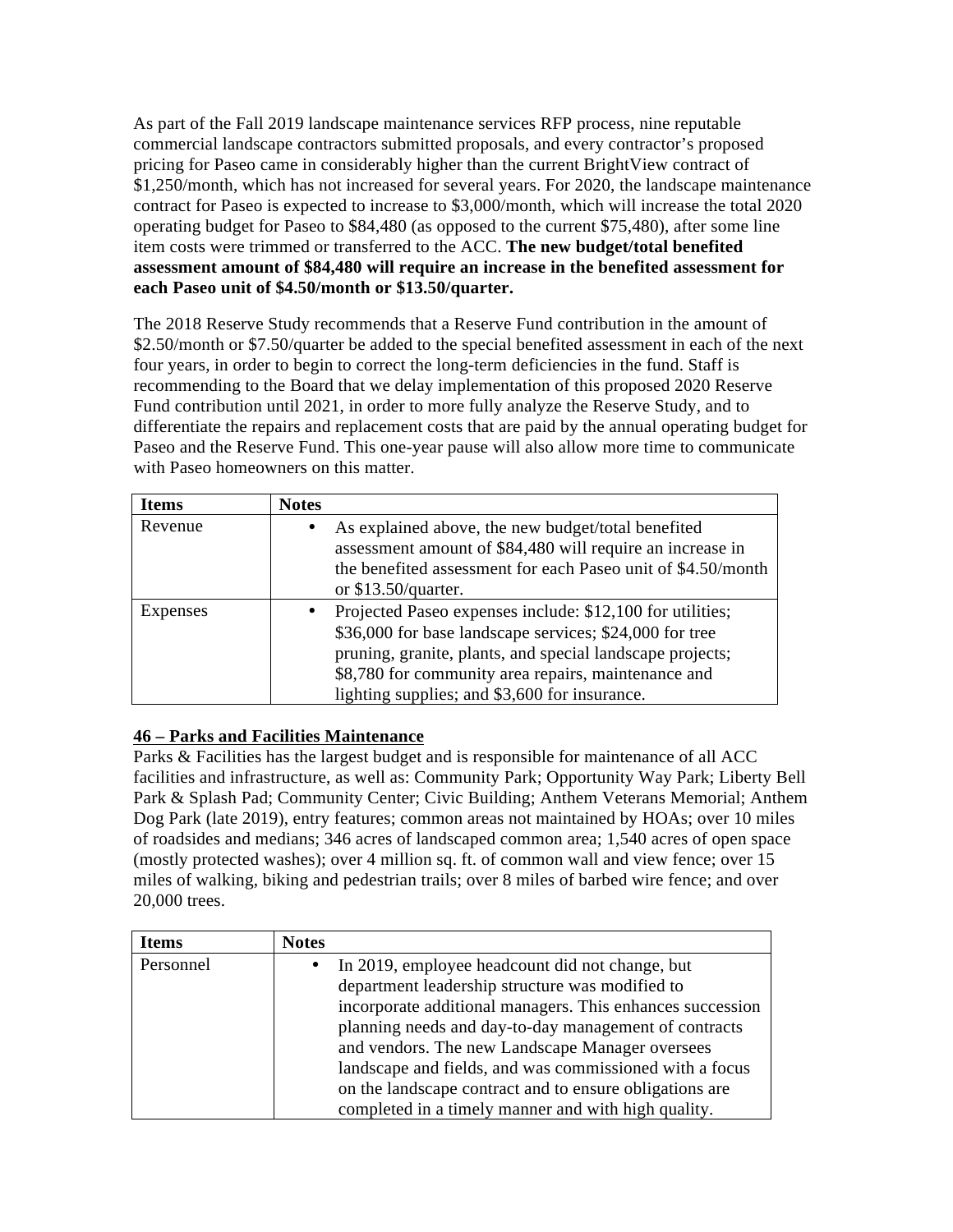As part of the Fall 2019 landscape maintenance services RFP process, nine reputable commercial landscape contractors submitted proposals, and every contractor's proposed pricing for Paseo came in considerably higher than the current BrightView contract of $1,250/month, which has not increased for several years. For 2020, the landscape maintenance contract for Paseo is expected to increase to $3,000/month, which will increase the total 2020 operating budget for Paseo to $84,480 (as opposed to the current $75,480), after some line item costs were trimmed or transferred to the ACC. **The new budget/total benefited assessment amount of $84,480 will require an increase in the benefited assessment for each Paseo unit of $4.50/month or $13.50/quarter.**

The 2018 Reserve Study recommends that a Reserve Fund contribution in the amount of $2.50/month or $7.50/quarter be added to the special benefited assessment in each of the next four years, in order to begin to correct the long-term deficiencies in the fund. Staff is recommending to the Board that we delay implementation of this proposed 2020 Reserve Fund contribution until 2021, in order to more fully analyze the Reserve Study, and to differentiate the repairs and replacement costs that are paid by the annual operating budget for Paseo and the Reserve Fund. This one-year pause will also allow more time to communicate with Paseo homeowners on this matter.

| Items | Notes |
|---|---|
| Revenue | • As explained above, the new budget/total benefited assessment amount of $84,480 will require an increase in the benefited assessment for each Paseo unit of $4.50/month or $13.50/quarter. |
| Expenses | • Projected Paseo expenses include: $12,100 for utilities; $36,000 for base landscape services; $24,000 for tree pruning, granite, plants, and special landscape projects; $8,780 for community area repairs, maintenance and lighting supplies; and $3,600 for insurance. |

**46 – Parks and Facilities Maintenance**

Parks & Facilities has the largest budget and is responsible for maintenance of all ACC facilities and infrastructure, as well as: Community Park; Opportunity Way Park; Liberty Bell Park & Splash Pad; Community Center; Civic Building; Anthem Veterans Memorial; Anthem Dog Park (late 2019), entry features; common areas not maintained by HOAs; over 10 miles of roadsides and medians; 346 acres of landscaped common area; 1,540 acres of open space (mostly protected washes); over 4 million sq. ft. of common wall and view fence; over 15 miles of walking, biking and pedestrian trails; over 8 miles of barbed wire fence; and over 20,000 trees.

| Items | Notes |
|---|---|
| Personnel | • In 2019, employee headcount did not change, but department leadership structure was modified to incorporate additional managers. This enhances succession planning needs and day-to-day management of contracts and vendors. The new Landscape Manager oversees landscape and fields, and was commissioned with a focus on the landscape contract and to ensure obligations are completed in a timely manner and with high quality. |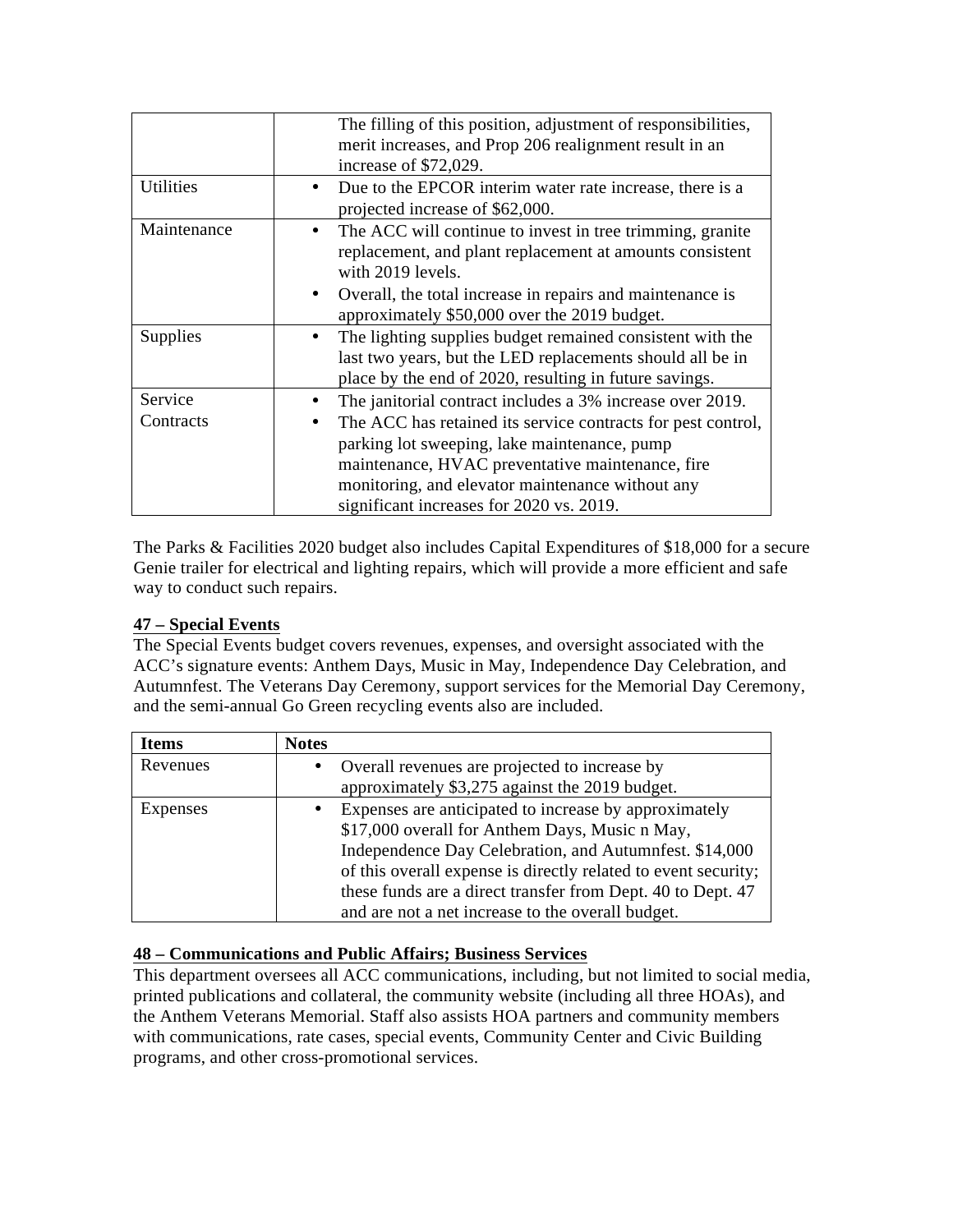| | |
|---|---|
| | The filling of this position, adjustment of responsibilities, merit increases, and Prop 206 realignment result in an increase of $72,029. |
| Utilities | • Due to the EPCOR interim water rate increase, there is a projected increase of $62,000. |
| Maintenance | • The ACC will continue to invest in tree trimming, granite replacement, and plant replacement at amounts consistent with 2019 levels.<br>• Overall, the total increase in repairs and maintenance is approximately $50,000 over the 2019 budget. |
| Supplies | • The lighting supplies budget remained consistent with the last two years, but the LED replacements should all be in place by the end of 2020, resulting in future savings. |
| Service Contracts | • The janitorial contract includes a 3% increase over 2019.<br>• The ACC has retained its service contracts for pest control, parking lot sweeping, lake maintenance, pump maintenance, HVAC preventative maintenance, fire monitoring, and elevator maintenance without any significant increases for 2020 vs. 2019. |

The Parks & Facilities 2020 budget also includes Capital Expenditures of $18,000 for a secure Genie trailer for electrical and lighting repairs, which will provide a more efficient and safe way to conduct such repairs.

### 47 – Special Events

The Special Events budget covers revenues, expenses, and oversight associated with the ACC's signature events: Anthem Days, Music in May, Independence Day Celebration, and Autumnfest. The Veterans Day Ceremony, support services for the Memorial Day Ceremony, and the semi-annual Go Green recycling events also are included.

| Items | Notes |
|---|---|
| Revenues | • Overall revenues are projected to increase by approximately $3,275 against the 2019 budget. |
| Expenses | • Expenses are anticipated to increase by approximately $17,000 overall for Anthem Days, Music n May, Independence Day Celebration, and Autumnfest. $14,000 of this overall expense is directly related to event security; these funds are a direct transfer from Dept. 40 to Dept. 47 and are not a net increase to the overall budget. |

### 48 – Communications and Public Affairs; Business Services

This department oversees all ACC communications, including, but not limited to social media, printed publications and collateral, the community website (including all three HOAs), and the Anthem Veterans Memorial. Staff also assists HOA partners and community members with communications, rate cases, special events, Community Center and Civic Building programs, and other cross-promotional services.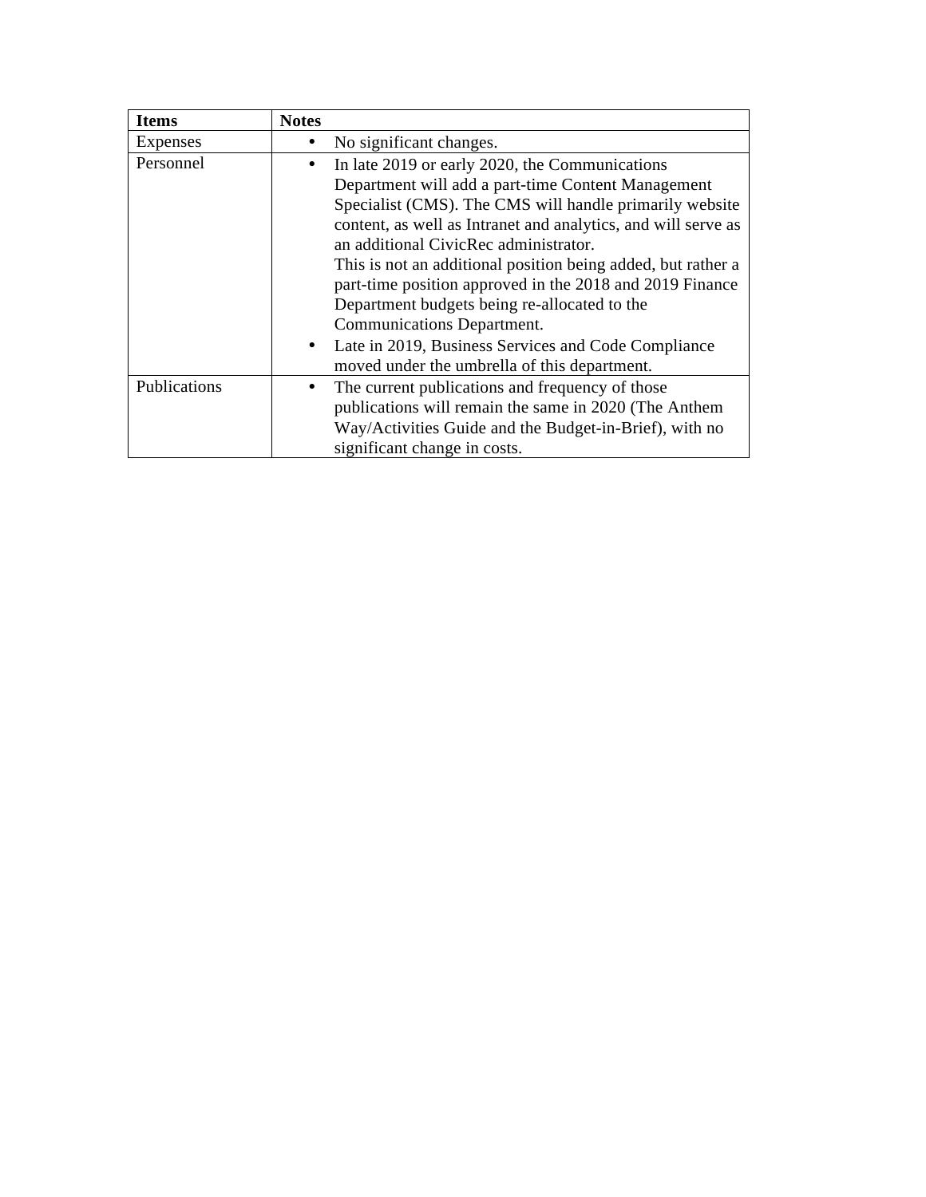| Items | Notes |
|---|---|
| Expenses | • No significant changes. |
| Personnel | • In late 2019 or early 2020, the Communications Department will add a part-time Content Management Specialist (CMS). The CMS will handle primarily website content, as well as Intranet and analytics, and will serve as an additional CivicRec administrator. This is not an additional position being added, but rather a part-time position approved in the 2018 and 2019 Finance Department budgets being re-allocated to the Communications Department. <br> • Late in 2019, Business Services and Code Compliance moved under the umbrella of this department. |
| Publications | • The current publications and frequency of those publications will remain the same in 2020 (The Anthem Way/Activities Guide and the Budget-in-Brief), with no significant change in costs. |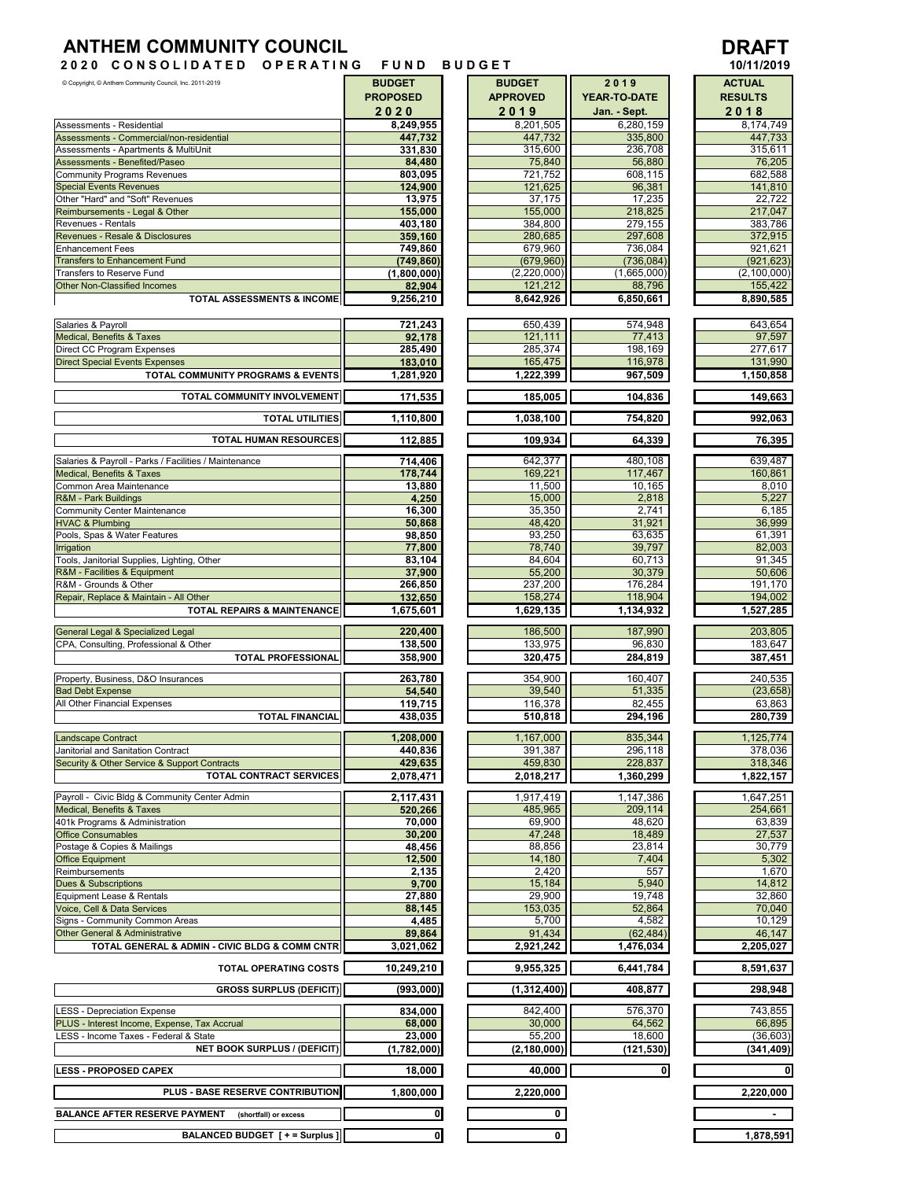# ANTHEM COMMUNITY COUNCIL

**DRAFT**
**10/11/2019**

## 2020 CONSOLIDATED OPERATING FUND BUDGET

© Copyright, © Anthem Community Council, Inc. 2011-2019

| | BUDGET PROPOSED 2020 | BUDGET APPROVED 2019 | 2019 YEAR-TO-DATE Jan. - Sept. | ACTUAL RESULTS 2018 |
|---|---|---|---|---|
| Assessments - Residential | **8,249,955** | 8,201,505 | 6,280,159 | 8,174,749 |
| Assessments - Commercial/non-residential | **447,732** | 447,732 | 335,800 | 447,733 |
| Assessments - Apartments & MultiUnit | **331,830** | 315,600 | 236,708 | 315,611 |
| Assessments - Benefited/Paseo | **84,480** | 75,840 | 56,880 | 76,205 |
| Community Programs Revenues | **803,095** | 721,752 | 608,115 | 682,588 |
| Special Events Revenues | **124,900** | 121,625 | 96,381 | 141,810 |
| Other "Hard" and "Soft" Revenues | **13,975** | 37,175 | 17,235 | 22,722 |
| Reimbursements - Legal & Other | **155,000** | 155,000 | 218,825 | 217,047 |
| Revenues - Rentals | **403,180** | 384,800 | 279,155 | 383,786 |
| Revenues - Resale & Disclosures | **359,160** | 280,685 | 297,608 | 372,915 |
| Enhancement Fees | **749,860** | 679,960 | 736,084 | 921,621 |
| Transfers to Enhancement Fund | **(749,860)** | (679,960) | (736,084) | (921,623) |
| Transfers to Reserve Fund | **(1,800,000)** | (2,220,000) | (1,665,000) | (2,100,000) |
| Other Non-Classified Incomes | **82,904** | 121,212 | 88,796 | 155,422 |
| **TOTAL ASSESSMENTS & INCOME** | **9,256,210** | **8,642,926** | **6,850,661** | **8,890,585** |
| | | | | |
| Salaries & Payroll | **721,243** | 650,439 | 574,948 | 643,654 |
| Medical, Benefits & Taxes | **92,178** | 121,111 | 77,413 | 97,597 |
| Direct CC Program Expenses | **285,490** | 285,374 | 198,169 | 277,617 |
| Direct Special Events Expenses | **183,010** | 165,475 | 116,978 | 131,990 |
| **TOTAL COMMUNITY PROGRAMS & EVENTS** | **1,281,920** | **1,222,399** | **967,509** | **1,150,858** |
| | | | | |
| **TOTAL COMMUNITY INVOLVEMENT** | **171,535** | **185,005** | **104,836** | **149,663** |
| | | | | |
| **TOTAL UTILITIES** | **1,110,800** | **1,038,100** | **754,820** | **992,063** |
| | | | | |
| **TOTAL HUMAN RESOURCES** | **112,885** | **109,934** | **64,339** | **76,395** |
| | | | | |
| Salaries & Payroll - Parks / Facilities / Maintenance | **714,406** | 642,377 | 480,108 | 639,487 |
| Medical, Benefits & Taxes | **178,744** | 169,221 | 117,467 | 160,861 |
| Common Area Maintenance | **13,880** | 11,500 | 10,165 | 8,010 |
| R&M - Park Buildings | **4,250** | 15,000 | 2,818 | 5,227 |
| Community Center Maintenance | **16,300** | 35,350 | 2,741 | 6,185 |
| HVAC & Plumbing | **50,868** | 48,420 | 31,921 | 36,999 |
| Pools, Spas & Water Features | **98,850** | 93,250 | 63,635 | 61,391 |
| Irrigation | **77,800** | 78,740 | 39,797 | 82,003 |
| Tools, Janitorial Supplies, Lighting, Other | **83,104** | 84,604 | 60,713 | 91,345 |
| R&M - Facilities & Equipment | **37,900** | 55,200 | 30,379 | 50,606 |
| R&M - Grounds & Other | **266,850** | 237,200 | 176,284 | 191,170 |
| Repair, Replace & Maintain - All Other | **132,650** | 158,274 | 118,904 | 194,002 |
| **TOTAL REPAIRS & MAINTENANCE** | **1,675,601** | **1,629,135** | **1,134,932** | **1,527,285** |
| | | | | |
| General Legal & Specialized Legal | **220,400** | 186,500 | 187,990 | 203,805 |
| CPA, Consulting, Professional & Other | **138,500** | 133,975 | 96,830 | 183,647 |
| **TOTAL PROFESSIONAL** | **358,900** | **320,475** | **284,819** | **387,451** |
| | | | | |
| Property, Business, D&O Insurances | **263,780** | 354,900 | 160,407 | 240,535 |
| Bad Debt Expense | **54,540** | 39,540 | 51,335 | (23,658) |
| All Other Financial Expenses | **119,715** | 116,378 | 82,455 | 63,863 |
| **TOTAL FINANCIAL** | **438,035** | **510,818** | **294,196** | **280,739** |
| | | | | |
| Landscape Contract | **1,208,000** | 1,167,000 | 835,344 | 1,125,774 |
| Janitorial and Sanitation Contract | **440,836** | 391,387 | 296,118 | 378,036 |
| Security & Other Service & Support Contracts | **429,635** | 459,830 | 228,837 | 318,346 |
| **TOTAL CONTRACT SERVICES** | **2,078,471** | **2,018,217** | **1,360,299** | **1,822,157** |
| | | | | |
| Payroll - Civic Bldg & Community Center Admin | **2,117,431** | 1,917,419 | 1,147,386 | 1,647,251 |
| Medical, Benefits & Taxes | **520,266** | 485,965 | 209,114 | 254,661 |
| 401k Programs & Administration | **70,000** | 69,900 | 48,620 | 63,839 |
| Office Consumables | **30,200** | 47,248 | 18,489 | 27,537 |
| Postage & Copies & Mailings | **48,456** | 88,856 | 23,814 | 30,779 |
| Office Equipment | **12,500** | 14,180 | 7,404 | 5,302 |
| Reimbursements | **2,135** | 2,420 | 557 | 1,670 |
| Dues & Subscriptions | **9,700** | 15,184 | 5,940 | 14,812 |
| Equipment Lease & Rentals | **27,880** | 29,900 | 19,748 | 32,860 |
| Voice, Cell & Data Services | **88,145** | 153,035 | 52,864 | 70,040 |
| Signs - Community Common Areas | **4,485** | 5,700 | 4,582 | 10,129 |
| Other General & Administrative | **89,864** | 91,434 | (62,484) | 46,147 |
| **TOTAL GENERAL & ADMIN - CIVIC BLDG & COMM CNTR** | **3,021,062** | **2,921,242** | **1,476,034** | **2,205,027** |
| | | | | |
| **TOTAL OPERATING COSTS** | **10,249,210** | **9,955,325** | **6,441,784** | **8,591,637** |
| | | | | |
| **GROSS SURPLUS (DEFICIT)** | **(993,000)** | **(1,312,400)** | **408,877** | **298,948** |
| | | | | |
| LESS - Depreciation Expense | **834,000** | 842,400 | 576,370 | 743,855 |
| PLUS - Interest Income, Expense, Tax Accrual | **68,000** | 30,000 | 64,562 | 66,895 |
| LESS - Income Taxes - Federal & State | **23,000** | 55,200 | 18,600 | (36,603) |
| **NET BOOK SURPLUS / (DEFICIT)** | **(1,782,000)** | **(2,180,000)** | **(121,530)** | **(341,409)** |
| | | | | |
| **LESS - PROPOSED CAPEX** | **18,000** | **40,000** | **0** | **0** |
| | | | | |
| **PLUS - BASE RESERVE CONTRIBUTION** | **1,800,000** | **2,220,000** | | **2,220,000** |
| | | | | |
| **BALANCE AFTER RESERVE PAYMENT** (shortfall) or excess | **0** | **0** | | **-** |
| | | | | |
| **BALANCED BUDGET [ + = Surplus ]** | **0** | **0** | | **1,878,591** |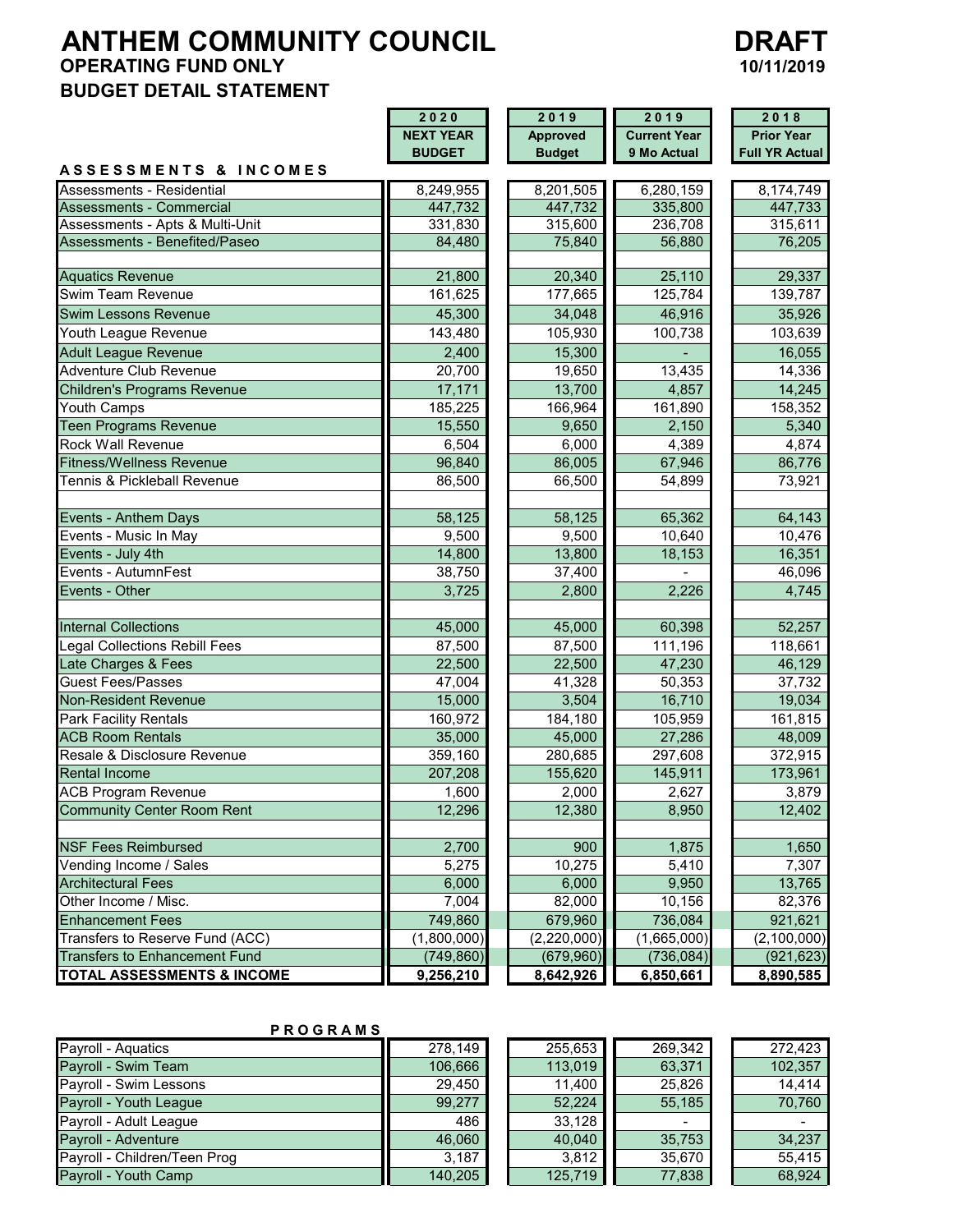# ANTHEM COMMUNITY COUNCIL

**DRAFT**
**10/11/2019**

## OPERATING FUND ONLY

## BUDGET DETAIL STATEMENT

| | 2020 NEXT YEAR BUDGET | 2019 Approved Budget | 2019 Current Year 9 Mo Actual | 2018 Prior Year Full YR Actual |
|---|---|---|---|---|
| **ASSESSMENTS & INCOMES** | | | | |
| Assessments - Residential | 8,249,955 | 8,201,505 | 6,280,159 | 8,174,749 |
| Assessments - Commercial | 447,732 | 447,732 | 335,800 | 447,733 |
| Assessments - Apts & Multi-Unit | 331,830 | 315,600 | 236,708 | 315,611 |
| Assessments - Benefited/Paseo | 84,480 | 75,840 | 56,880 | 76,205 |
| | | | | |
| Aquatics Revenue | 21,800 | 20,340 | 25,110 | 29,337 |
| Swim Team Revenue | 161,625 | 177,665 | 125,784 | 139,787 |
| Swim Lessons Revenue | 45,300 | 34,048 | 46,916 | 35,926 |
| Youth League Revenue | 143,480 | 105,930 | 100,738 | 103,639 |
| Adult League Revenue | 2,400 | 15,300 | - | 16,055 |
| Adventure Club Revenue | 20,700 | 19,650 | 13,435 | 14,336 |
| Children's Programs Revenue | 17,171 | 13,700 | 4,857 | 14,245 |
| Youth Camps | 185,225 | 166,964 | 161,890 | 158,352 |
| Teen Programs Revenue | 15,550 | 9,650 | 2,150 | 5,340 |
| Rock Wall Revenue | 6,504 | 6,000 | 4,389 | 4,874 |
| Fitness/Wellness Revenue | 96,840 | 86,005 | 67,946 | 86,776 |
| Tennis & Pickleball Revenue | 86,500 | 66,500 | 54,899 | 73,921 |
| | | | | |
| Events - Anthem Days | 58,125 | 58,125 | 65,362 | 64,143 |
| Events - Music In May | 9,500 | 9,500 | 10,640 | 10,476 |
| Events - July 4th | 14,800 | 13,800 | 18,153 | 16,351 |
| Events - AutumnFest | 38,750 | 37,400 | - | 46,096 |
| Events - Other | 3,725 | 2,800 | 2,226 | 4,745 |
| | | | | |
| Internal Collections | 45,000 | 45,000 | 60,398 | 52,257 |
| Legal Collections Rebill Fees | 87,500 | 87,500 | 111,196 | 118,661 |
| Late Charges & Fees | 22,500 | 22,500 | 47,230 | 46,129 |
| Guest Fees/Passes | 47,004 | 41,328 | 50,353 | 37,732 |
| Non-Resident Revenue | 15,000 | 3,504 | 16,710 | 19,034 |
| Park Facility Rentals | 160,972 | 184,180 | 105,959 | 161,815 |
| ACB Room Rentals | 35,000 | 45,000 | 27,286 | 48,009 |
| Resale & Disclosure Revenue | 359,160 | 280,685 | 297,608 | 372,915 |
| Rental Income | 207,208 | 155,620 | 145,911 | 173,961 |
| ACB Program Revenue | 1,600 | 2,000 | 2,627 | 3,879 |
| Community Center Room Rent | 12,296 | 12,380 | 8,950 | 12,402 |
| | | | | |
| NSF Fees Reimbursed | 2,700 | 900 | 1,875 | 1,650 |
| Vending Income / Sales | 5,275 | 10,275 | 5,410 | 7,307 |
| Architectural Fees | 6,000 | 6,000 | 9,950 | 13,765 |
| Other Income / Misc. | 7,004 | 82,000 | 10,156 | 82,376 |
| Enhancement Fees | 749,860 | 679,960 | 736,084 | 921,621 |
| Transfers to Reserve Fund (ACC) | (1,800,000) | (2,220,000) | (1,665,000) | (2,100,000) |
| Transfers to Enhancement Fund | (749,860) | (679,960) | (736,084) | (921,623) |
| **TOTAL ASSESSMENTS & INCOME** | **9,256,210** | **8,642,926** | **6,850,661** | **8,890,585** |

| **PROGRAMS** | 2020 NEXT YEAR BUDGET | 2019 Approved Budget | 2019 Current Year 9 Mo Actual | 2018 Prior Year Full YR Actual |
|---|---|---|---|---|
| Payroll - Aquatics | 278,149 | 255,653 | 269,342 | 272,423 |
| Payroll - Swim Team | 106,666 | 113,019 | 63,371 | 102,357 |
| Payroll - Swim Lessons | 29,450 | 11,400 | 25,826 | 14,414 |
| Payroll - Youth League | 99,277 | 52,224 | 55,185 | 70,760 |
| Payroll - Adult League | 486 | 33,128 | - | - |
| Payroll - Adventure | 46,060 | 40,040 | 35,753 | 34,237 |
| Payroll - Children/Teen Prog | 3,187 | 3,812 | 35,670 | 55,415 |
| Payroll - Youth Camp | 140,205 | 125,719 | 77,838 | 68,924 |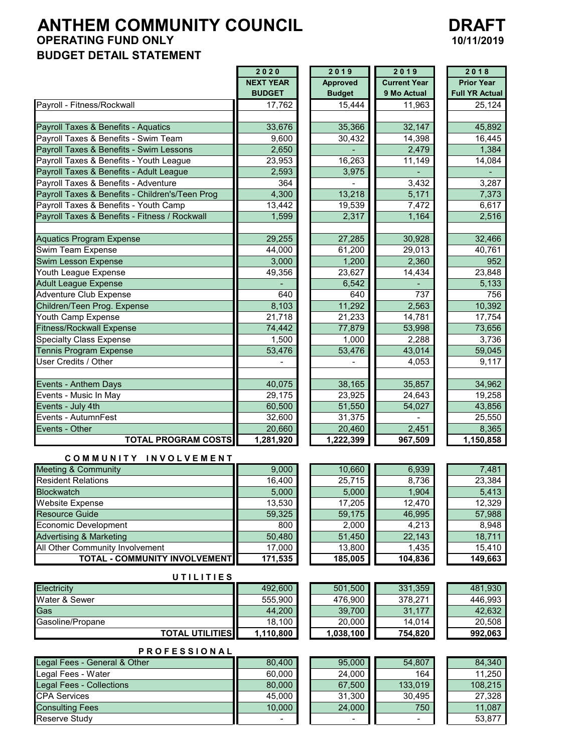# ANTHEM COMMUNITY COUNCIL

**DRAFT**
**10/11/2019**

## OPERATING FUND ONLY

## BUDGET DETAIL STATEMENT

| | 2020 NEXT YEAR BUDGET | 2019 Approved Budget | 2019 Current Year 9 Mo Actual | 2018 Prior Year Full YR Actual |
|---|---|---|---|---|
| Payroll - Fitness/Rockwall | 17,762 | 15,444 | 11,963 | 25,124 |
| | | | | |
| Payroll Taxes & Benefits - Aquatics | 33,676 | 35,366 | 32,147 | 45,892 |
| Payroll Taxes & Benefits - Swim Team | 9,600 | 30,432 | 14,398 | 16,445 |
| Payroll Taxes & Benefits - Swim Lessons | 2,650 | - | 2,479 | 1,384 |
| Payroll Taxes & Benefits - Youth League | 23,953 | 16,263 | 11,149 | 14,084 |
| Payroll Taxes & Benefits - Adult League | 2,593 | 3,975 | - | - |
| Payroll Taxes & Benefits - Adventure | 364 | - | 3,432 | 3,287 |
| Payroll Taxes & Benefits - Children's/Teen Prog | 4,300 | 13,218 | 5,171 | 7,373 |
| Payroll Taxes & Benefits - Youth Camp | 13,442 | 19,539 | 7,472 | 6,617 |
| Payroll Taxes & Benefits - Fitness / Rockwall | 1,599 | 2,317 | 1,164 | 2,516 |
| | | | | |
| Aquatics Program Expense | 29,255 | 27,285 | 30,928 | 32,466 |
| Swim Team Expense | 44,000 | 61,200 | 29,013 | 40,761 |
| Swim Lesson Expense | 3,000 | 1,200 | 2,360 | 952 |
| Youth League Expense | 49,356 | 23,627 | 14,434 | 23,848 |
| Adult League Expense | - | 6,542 | - | 5,133 |
| Adventure Club Expense | 640 | 640 | 737 | 756 |
| Children/Teen Prog. Expense | 8,103 | 11,292 | 2,563 | 10,392 |
| Youth Camp Expense | 21,718 | 21,233 | 14,781 | 17,754 |
| Fitness/Rockwall Expense | 74,442 | 77,879 | 53,998 | 73,656 |
| Specialty Class Expense | 1,500 | 1,000 | 2,288 | 3,736 |
| Tennis Program Expense | 53,476 | 53,476 | 43,014 | 59,045 |
| User Credits / Other | - | - | 4,053 | 9,117 |
| | | | | |
| Events - Anthem Days | 40,075 | 38,165 | 35,857 | 34,962 |
| Events - Music In May | 29,175 | 23,925 | 24,643 | 19,258 |
| Events - July 4th | 60,500 | 51,550 | 54,027 | 43,856 |
| Events - AutumnFest | 32,600 | 31,375 | - | 25,550 |
| Events - Other | 20,660 | 20,460 | 2,451 | 8,365 |
| **TOTAL PROGRAM COSTS** | **1,281,920** | **1,222,399** | **967,509** | **1,150,858** |
| **COMMUNITY INVOLVEMENT** | | | | |
| Meeting & Community | 9,000 | 10,660 | 6,939 | 7,481 |
| Resident Relations | 16,400 | 25,715 | 8,736 | 23,384 |
| Blockwatch | 5,000 | 5,000 | 1,904 | 5,413 |
| Website Expense | 13,530 | 17,205 | 12,470 | 12,329 |
| Resource Guide | 59,325 | 59,175 | 46,995 | 57,988 |
| Economic Development | 800 | 2,000 | 4,213 | 8,948 |
| Advertising & Marketing | 50,480 | 51,450 | 22,143 | 18,711 |
| All Other Community Involvement | 17,000 | 13,800 | 1,435 | 15,410 |
| **TOTAL - COMMUNITY INVOLVEMENT** | **171,535** | **185,005** | **104,836** | **149,663** |
| **UTILITIES** | | | | |
| Electricity | 492,600 | 501,500 | 331,359 | 481,930 |
| Water & Sewer | 555,900 | 476,900 | 378,271 | 446,993 |
| Gas | 44,200 | 39,700 | 31,177 | 42,632 |
| Gasoline/Propane | 18,100 | 20,000 | 14,014 | 20,508 |
| **TOTAL UTILITIES** | **1,110,800** | **1,038,100** | **754,820** | **992,063** |
| **PROFESSIONAL** | | | | |
| Legal Fees - General & Other | 80,400 | 95,000 | 54,807 | 84,340 |
| Legal Fees - Water | 60,000 | 24,000 | 164 | 11,250 |
| Legal Fees - Collections | 80,000 | 67,500 | 133,019 | 108,215 |
| CPA Services | 45,000 | 31,300 | 30,495 | 27,328 |
| Consulting Fees | 10,000 | 24,000 | 750 | 11,087 |
| Reserve Study | - | - | - | 53,877 |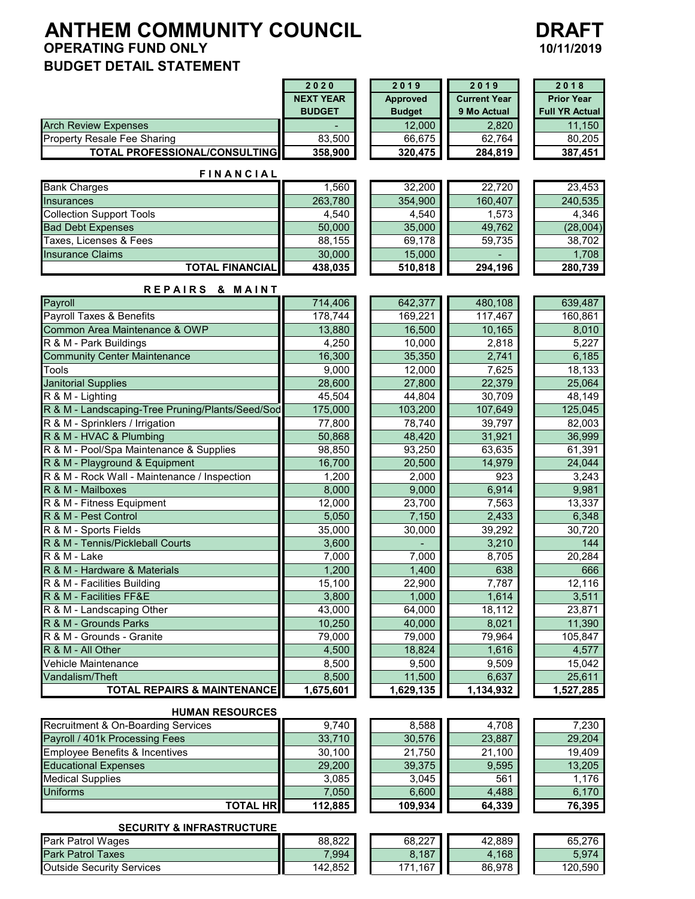# ANTHEM COMMUNITY COUNCIL

**DRAFT**
**10/11/2019**

## OPERATING FUND ONLY
## BUDGET DETAIL STATEMENT

| | 2020 NEXT YEAR BUDGET | 2019 Approved Budget | 2019 Current Year 9 Mo Actual | 2018 Prior Year Full YR Actual |
|---|---|---|---|---|
| Arch Review Expenses | - | 12,000 | 2,820 | 11,150 |
| Property Resale Fee Sharing | 83,500 | 66,675 | 62,764 | 80,205 |
| **TOTAL PROFESSIONAL/CONSULTING** | **358,900** | **320,475** | **284,819** | **387,451** |
| **FINANCIAL** | | | | |
| Bank Charges | 1,560 | 32,200 | 22,720 | 23,453 |
| Insurances | 263,780 | 354,900 | 160,407 | 240,535 |
| Collection Support Tools | 4,540 | 4,540 | 1,573 | 4,346 |
| Bad Debt Expenses | 50,000 | 35,000 | 49,762 | (28,004) |
| Taxes, Licenses & Fees | 88,155 | 69,178 | 59,735 | 38,702 |
| Insurance Claims | 30,000 | 15,000 | - | 1,708 |
| **TOTAL FINANCIAL** | **438,035** | **510,818** | **294,196** | **280,739** |
| **REPAIRS & MAINT** | | | | |
| Payroll | 714,406 | 642,377 | 480,108 | 639,487 |
| Payroll Taxes & Benefits | 178,744 | 169,221 | 117,467 | 160,861 |
| Common Area Maintenance & OWP | 13,880 | 16,500 | 10,165 | 8,010 |
| R & M - Park Buildings | 4,250 | 10,000 | 2,818 | 5,227 |
| Community Center Maintenance | 16,300 | 35,350 | 2,741 | 6,185 |
| Tools | 9,000 | 12,000 | 7,625 | 18,133 |
| Janitorial Supplies | 28,600 | 27,800 | 22,379 | 25,064 |
| R & M - Lighting | 45,504 | 44,804 | 30,709 | 48,149 |
| R & M - Landscaping-Tree Pruning/Plants/Seed/Sod | 175,000 | 103,200 | 107,649 | 125,045 |
| R & M - Sprinklers / Irrigation | 77,800 | 78,740 | 39,797 | 82,003 |
| R & M - HVAC & Plumbing | 50,868 | 48,420 | 31,921 | 36,999 |
| R & M - Pool/Spa Maintenance & Supplies | 98,850 | 93,250 | 63,635 | 61,391 |
| R & M - Playground & Equipment | 16,700 | 20,500 | 14,979 | 24,044 |
| R & M - Rock Wall - Maintenance / Inspection | 1,200 | 2,000 | 923 | 3,243 |
| R & M - Mailboxes | 8,000 | 9,000 | 6,914 | 9,981 |
| R & M - Fitness Equipment | 12,000 | 23,700 | 7,563 | 13,337 |
| R & M - Pest Control | 5,050 | 7,150 | 2,433 | 6,348 |
| R & M - Sports Fields | 35,000 | 30,000 | 39,292 | 30,720 |
| R & M - Tennis/Pickleball Courts | 3,600 | - | 3,210 | 144 |
| R & M - Lake | 7,000 | 7,000 | 8,705 | 20,284 |
| R & M - Hardware & Materials | 1,200 | 1,400 | 638 | 666 |
| R & M - Facilities Building | 15,100 | 22,900 | 7,787 | 12,116 |
| R & M - Facilities FF&E | 3,800 | 1,000 | 1,614 | 3,511 |
| R & M - Landscaping Other | 43,000 | 64,000 | 18,112 | 23,871 |
| R & M - Grounds Parks | 10,250 | 40,000 | 8,021 | 11,390 |
| R & M - Grounds - Granite | 79,000 | 79,000 | 79,964 | 105,847 |
| R & M - All Other | 4,500 | 18,824 | 1,616 | 4,577 |
| Vehicle Maintenance | 8,500 | 9,500 | 9,509 | 15,042 |
| Vandalism/Theft | 8,500 | 11,500 | 6,637 | 25,611 |
| **TOTAL REPAIRS & MAINTENANCE** | **1,675,601** | **1,629,135** | **1,134,932** | **1,527,285** |
| **HUMAN RESOURCES** | | | | |
| Recruitment & On-Boarding Services | 9,740 | 8,588 | 4,708 | 7,230 |
| Payroll / 401k Processing Fees | 33,710 | 30,576 | 23,887 | 29,204 |
| Employee Benefits & Incentives | 30,100 | 21,750 | 21,100 | 19,409 |
| Educational Expenses | 29,200 | 39,375 | 9,595 | 13,205 |
| Medical Supplies | 3,085 | 3,045 | 561 | 1,176 |
| Uniforms | 7,050 | 6,600 | 4,488 | 6,170 |
| **TOTAL HR** | **112,885** | **109,934** | **64,339** | **76,395** |
| **SECURITY & INFRASTRUCTURE** | | | | |
| Park Patrol Wages | 88,822 | 68,227 | 42,889 | 65,276 |
| Park Patrol Taxes | 7,994 | 8,187 | 4,168 | 5,974 |
| Outside Security Services | 142,852 | 171,167 | 86,978 | 120,590 |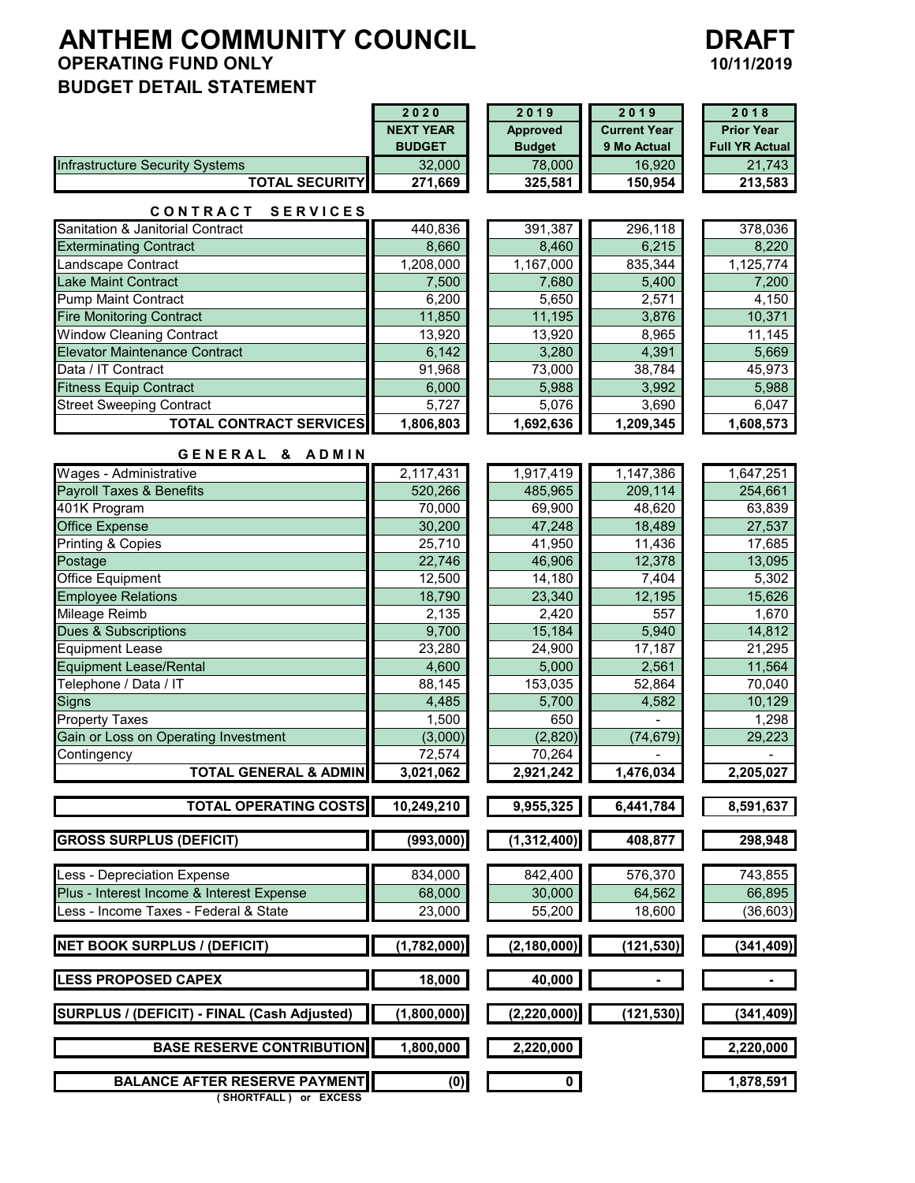# ANTHEM COMMUNITY COUNCIL

**DRAFT**
**10/11/2019**

## OPERATING FUND ONLY
## BUDGET DETAIL STATEMENT

| | 2020 NEXT YEAR BUDGET | 2019 Approved Budget | 2019 Current Year 9 Mo Actual | 2018 Prior Year Full YR Actual |
|---|---|---|---|---|
| Infrastructure Security Systems | 32,000 | 78,000 | 16,920 | 21,743 |
| **TOTAL SECURITY** | **271,669** | **325,581** | **150,954** | **213,583** |
| **CONTRACT SERVICES** | | | | |
| Sanitation & Janitorial Contract | 440,836 | 391,387 | 296,118 | 378,036 |
| Exterminating Contract | 8,660 | 8,460 | 6,215 | 8,220 |
| Landscape Contract | 1,208,000 | 1,167,000 | 835,344 | 1,125,774 |
| Lake Maint Contract | 7,500 | 7,680 | 5,400 | 7,200 |
| Pump Maint Contract | 6,200 | 5,650 | 2,571 | 4,150 |
| Fire Monitoring Contract | 11,850 | 11,195 | 3,876 | 10,371 |
| Window Cleaning Contract | 13,920 | 13,920 | 8,965 | 11,145 |
| Elevator Maintenance Contract | 6,142 | 3,280 | 4,391 | 5,669 |
| Data / IT Contract | 91,968 | 73,000 | 38,784 | 45,973 |
| Fitness Equip Contract | 6,000 | 5,988 | 3,992 | 5,988 |
| Street Sweeping Contract | 5,727 | 5,076 | 3,690 | 6,047 |
| **TOTAL CONTRACT SERVICES** | **1,806,803** | **1,692,636** | **1,209,345** | **1,608,573** |
| **GENERAL & ADMIN** | | | | |
| Wages - Administrative | 2,117,431 | 1,917,419 | 1,147,386 | 1,647,251 |
| Payroll Taxes & Benefits | 520,266 | 485,965 | 209,114 | 254,661 |
| 401K Program | 70,000 | 69,900 | 48,620 | 63,839 |
| Office Expense | 30,200 | 47,248 | 18,489 | 27,537 |
| Printing & Copies | 25,710 | 41,950 | 11,436 | 17,685 |
| Postage | 22,746 | 46,906 | 12,378 | 13,095 |
| Office Equipment | 12,500 | 14,180 | 7,404 | 5,302 |
| Employee Relations | 18,790 | 23,340 | 12,195 | 15,626 |
| Mileage Reimb | 2,135 | 2,420 | 557 | 1,670 |
| Dues & Subscriptions | 9,700 | 15,184 | 5,940 | 14,812 |
| Equipment Lease | 23,280 | 24,900 | 17,187 | 21,295 |
| Equipment Lease/Rental | 4,600 | 5,000 | 2,561 | 11,564 |
| Telephone / Data / IT | 88,145 | 153,035 | 52,864 | 70,040 |
| Signs | 4,485 | 5,700 | 4,582 | 10,129 |
| Property Taxes | 1,500 | 650 | - | 1,298 |
| Gain or Loss on Operating Investment | (3,000) | (2,820) | (74,679) | 29,223 |
| Contingency | 72,574 | 70,264 | - | - |
| **TOTAL GENERAL & ADMIN** | **3,021,062** | **2,921,242** | **1,476,034** | **2,205,027** |
| **TOTAL OPERATING COSTS** | **10,249,210** | **9,955,325** | **6,441,784** | **8,591,637** |
| **GROSS SURPLUS (DEFICIT)** | **(993,000)** | **(1,312,400)** | **408,877** | **298,948** |
| Less - Depreciation Expense | 834,000 | 842,400 | 576,370 | 743,855 |
| Plus - Interest Income & Interest Expense | 68,000 | 30,000 | 64,562 | 66,895 |
| Less - Income Taxes - Federal & State | 23,000 | 55,200 | 18,600 | (36,603) |
| **NET BOOK SURPLUS / (DEFICIT)** | **(1,782,000)** | **(2,180,000)** | **(121,530)** | **(341,409)** |
| **LESS PROPOSED CAPEX** | **18,000** | **40,000** | **-** | **-** |
| **SURPLUS / (DEFICIT) - FINAL (Cash Adjusted)** | **(1,800,000)** | **(2,220,000)** | **(121,530)** | **(341,409)** |
| **BASE RESERVE CONTRIBUTION** | **1,800,000** | **2,220,000** | | **2,220,000** |
| **BALANCE AFTER RESERVE PAYMENT** ( SHORTFALL ) or EXCESS | **(0)** | **0** | | **1,878,591** |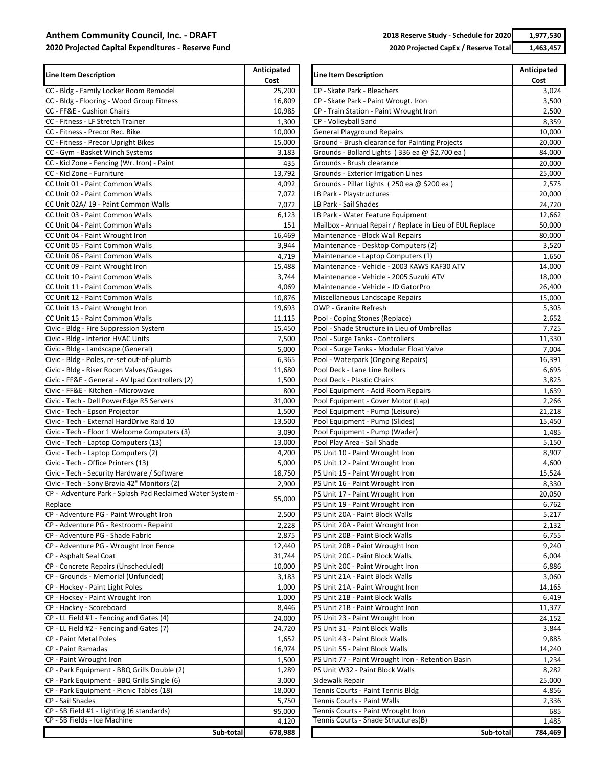**Anthem Community Council, Inc. - DRAFT**

**2020 Projected Capital Expenditures - Reserve Fund**

| | |
|---|---|
| **2018 Reserve Study - Schedule for 2020** | **1,977,530** |
| **2020 Projected CapEx / Reserve Total** | **1,463,457** |

| Line Item Description | Anticipated Cost |
|---|---|
| CC - Bldg - Family Locker Room Remodel | 25,200 |
| CC - Bldg - Flooring - Wood Group Fitness | 16,809 |
| CC - FF&E - Cushion Chairs | 10,985 |
| CC - Fitness - LF Stretch Trainer | 1,300 |
| CC - Fitness - Precor Rec. Bike | 10,000 |
| CC - Fitness - Precor Upright Bikes | 15,000 |
| CC - Gym - Basket Winch Systems | 3,183 |
| CC - Kid Zone - Fencing (Wr. Iron) - Paint | 435 |
| CC - Kid Zone - Furniture | 13,792 |
| CC Unit 01 - Paint Common Walls | 4,092 |
| CC Unit 02 - Paint Common Walls | 7,072 |
| CC Unit 02A/ 19 - Paint Common Walls | 7,072 |
| CC Unit 03 - Paint Common Walls | 6,123 |
| CC Unit 04 - Paint Common Walls | 151 |
| CC Unit 04 - Paint Wrought Iron | 16,469 |
| CC Unit 05 - Paint Common Walls | 3,944 |
| CC Unit 06 - Paint Common Walls | 4,719 |
| CC Unit 09 - Paint Wrought Iron | 15,488 |
| CC Unit 10 - Paint Common Walls | 3,744 |
| CC Unit 11 - Paint Common Walls | 4,069 |
| CC Unit 12 - Paint Common Walls | 10,876 |
| CC Unit 13 - Paint Wrought Iron | 19,693 |
| CC Unit 15 - Paint Common Walls | 11,115 |
| Civic - Bldg - Fire Suppression System | 15,450 |
| Civic - Bldg - Interior HVAC Units | 7,500 |
| Civic - Bldg - Landscape (General) | 5,000 |
| Civic - Bldg - Poles, re-set out-of-plumb | 6,365 |
| Civic - Bldg - Riser Room Valves/Gauges | 11,680 |
| Civic - FF&E - General - AV Ipad Controllers (2) | 1,500 |
| Civic - FF&E - Kitchen - Microwave | 800 |
| Civic - Tech - Dell PowerEdge R5 Servers | 31,000 |
| Civic - Tech - Epson Projector | 1,500 |
| Civic - Tech - External HardDrive Raid 10 | 13,500 |
| Civic - Tech - Floor 1 Welcome Computers (3) | 3,090 |
| Civic - Tech - Laptop Computers (13) | 13,000 |
| Civic - Tech - Laptop Computers (2) | 4,200 |
| Civic - Tech - Office Printers (13) | 5,000 |
| Civic - Tech - Security Hardware / Software | 18,750 |
| Civic - Tech - Sony Bravia 42" Monitors (2) | 2,900 |
| CP - Adventure Park - Splash Pad Reclaimed Water System - Replace | 55,000 |
| CP - Adventure PG - Paint Wrought Iron | 2,500 |
| CP - Adventure PG - Restroom - Repaint | 2,228 |
| CP - Adventure PG - Shade Fabric | 2,875 |
| CP - Adventure PG - Wrought Iron Fence | 12,440 |
| CP - Asphalt Seal Coat | 31,744 |
| CP - Concrete Repairs (Unscheduled) | 10,000 |
| CP - Grounds - Memorial (Unfunded) | 3,183 |
| CP - Hockey - Paint Light Poles | 1,000 |
| CP - Hockey - Paint Wrought Iron | 1,000 |
| CP - Hockey - Scoreboard | 8,446 |
| CP - LL Field #1 - Fencing and Gates (4) | 24,000 |
| CP - LL Field #2 - Fencing and Gates (7) | 24,720 |
| CP - Paint Metal Poles | 1,652 |
| CP - Paint Ramadas | 16,974 |
| CP - Paint Wrought Iron | 1,500 |
| CP - Park Equipment - BBQ Grills Double (2) | 1,289 |
| CP - Park Equipment - BBQ Grills Single (6) | 3,000 |
| CP - Park Equipment - Picnic Tables (18) | 18,000 |
| CP - Sail Shades | 5,750 |
| CP - SB Field #1 - Lighting (6 standards) | 95,000 |
| CP - SB Fields - Ice Machine | 4,120 |
| **Sub-total** | **678,988** |

| Line Item Description | Anticipated Cost |
|---|---|
| CP - Skate Park - Bleachers | 3,024 |
| CP - Skate Park - Paint Wrougt. Iron | 3,500 |
| CP - Train Station - Paint Wrought Iron | 2,500 |
| CP - Volleyball Sand | 8,359 |
| General Playground Repairs | 10,000 |
| Ground - Brush clearance for Painting Projects | 20,000 |
| Grounds - Bollard Lights ( 336 ea @ $2,700 ea ) | 84,000 |
| Grounds - Brush clearance | 20,000 |
| Grounds - Exterior Irrigation Lines | 25,000 |
| Grounds - Pillar Lights ( 250 ea @ $200 ea ) | 2,575 |
| LB Park - Playstructures | 20,000 |
| LB Park - Sail Shades | 24,720 |
| LB Park - Water Feature Equipment | 12,662 |
| Mailbox - Annual Repair / Replace in Lieu of EUL Replace | 50,000 |
| Maintenance - Block Wall Repairs | 80,000 |
| Maintenance - Desktop Computers (2) | 3,520 |
| Maintenance - Laptop Computers (1) | 1,650 |
| Maintenance - Vehicle - 2003 KAWS KAF30 ATV | 14,000 |
| Maintenance - Vehicle - 2005 Suzuki ATV | 18,000 |
| Maintenance - Vehicle - JD GatorPro | 26,400 |
| Miscellaneous Landscape Repairs | 15,000 |
| OWP - Granite Refresh | 5,305 |
| Pool - Coping Stones (Replace) | 2,652 |
| Pool - Shade Structure in Lieu of Umbrellas | 7,725 |
| Pool - Surge Tanks - Controllers | 11,330 |
| Pool - Surge Tanks - Modular Float Valve | 7,004 |
| Pool - Waterpark (Ongoing Repairs) | 16,391 |
| Pool Deck - Lane Line Rollers | 6,695 |
| Pool Deck - Plastic Chairs | 3,825 |
| Pool Equipment - Acid Room Repairs | 1,639 |
| Pool Equipment - Cover Motor (Lap) | 2,266 |
| Pool Equipment - Pump (Leisure) | 21,218 |
| Pool Equipment - Pump (Slides) | 15,450 |
| Pool Equipment - Pump (Wader) | 1,485 |
| Pool Play Area - Sail Shade | 5,150 |
| PS Unit 10 - Paint Wrought Iron | 8,907 |
| PS Unit 12 - Paint Wrought Iron | 4,600 |
| PS Unit 15 - Paint Wrought Iron | 15,524 |
| PS Unit 16 - Paint Wrought Iron | 8,330 |
| PS Unit 17 - Paint Wrought Iron | 20,050 |
| PS Unit 19 - Paint Wrought Iron | 6,762 |
| PS Unit 20A - Paint Block Walls | 5,217 |
| PS Unit 20A - Paint Wrought Iron | 2,132 |
| PS Unit 20B - Paint Block Walls | 6,755 |
| PS Unit 20B - Paint Wrought Iron | 9,240 |
| PS Unit 20C - Paint Block Walls | 6,004 |
| PS Unit 20C - Paint Wrought Iron | 6,886 |
| PS Unit 21A - Paint Block Walls | 3,060 |
| PS Unit 21A - Paint Wrought Iron | 14,165 |
| PS Unit 21B - Paint Block Walls | 6,419 |
| PS Unit 21B - Paint Wrought Iron | 11,377 |
| PS Unit 23 - Paint Wrought Iron | 24,152 |
| PS Unit 31 - Paint Block Walls | 3,844 |
| PS Unit 43 - Paint Block Walls | 9,885 |
| PS Unit 55 - Paint Block Walls | 14,240 |
| PS Unit 77 - Paint Wrought Iron - Retention Basin | 1,234 |
| PS Unit W32 - Paint Block Walls | 8,282 |
| Sidewalk Repair | 25,000 |
| Tennis Courts - Paint Tennis Bldg | 4,856 |
| Tennis Courts - Paint Walls | 2,336 |
| Tennis Courts - Paint Wrought Iron | 685 |
| Tennis Courts - Shade Structures(B) | 1,485 |
| **Sub-total** | **784,469** |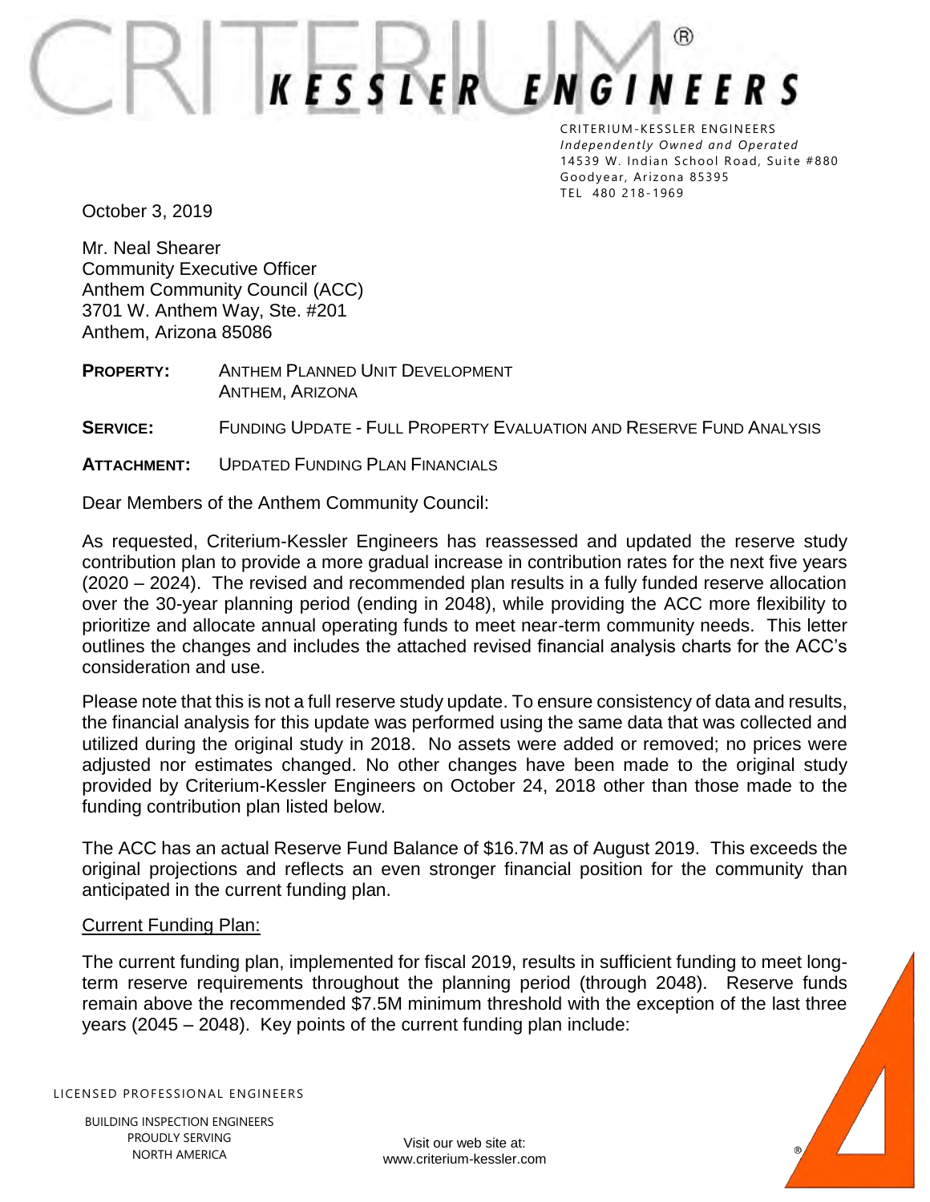# CRITERIUM KESSLER ENGINEERS

CRITERIUM-KESSLER ENGINEERS
*Independently Owned and Operated*
14539 W. Indian School Road, Suite #880
Goodyear, Arizona 85395
TEL 480 218-1969

October 3, 2019

Mr. Neal Shearer
Community Executive Officer
Anthem Community Council (ACC)
3701 W. Anthem Way, Ste. #201
Anthem, Arizona 85086

**PROPERTY:** ANTHEM PLANNED UNIT DEVELOPMENT
ANTHEM, ARIZONA

**SERVICE:** FUNDING UPDATE - FULL PROPERTY EVALUATION AND RESERVE FUND ANALYSIS

**ATTACHMENT:** UPDATED FUNDING PLAN FINANCIALS

Dear Members of the Anthem Community Council:

As requested, Criterium-Kessler Engineers has reassessed and updated the reserve study contribution plan to provide a more gradual increase in contribution rates for the next five years (2020 – 2024). The revised and recommended plan results in a fully funded reserve allocation over the 30-year planning period (ending in 2048), while providing the ACC more flexibility to prioritize and allocate annual operating funds to meet near-term community needs. This letter outlines the changes and includes the attached revised financial analysis charts for the ACC's consideration and use.

Please note that this is not a full reserve study update. To ensure consistency of data and results, the financial analysis for this update was performed using the same data that was collected and utilized during the original study in 2018. No assets were added or removed; no prices were adjusted nor estimates changed. No other changes have been made to the original study provided by Criterium-Kessler Engineers on October 24, 2018 other than those made to the funding contribution plan listed below.

The ACC has an actual Reserve Fund Balance of $16.7M as of August 2019. This exceeds the original projections and reflects an even stronger financial position for the community than anticipated in the current funding plan.

Current Funding Plan:

The current funding plan, implemented for fiscal 2019, results in sufficient funding to meet long-term reserve requirements throughout the planning period (through 2048). Reserve funds remain above the recommended $7.5M minimum threshold with the exception of the last three years (2045 – 2048). Key points of the current funding plan include:

LICENSED PROFESSIONAL ENGINEERS

BUILDING INSPECTION ENGINEERS
PROUDLY SERVING
NORTH AMERICA

Visit our web site at:
www.criterium-kessler.com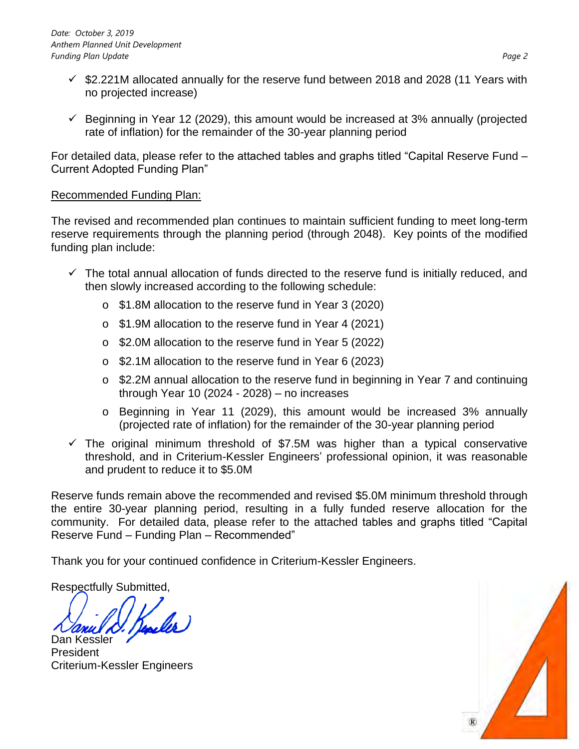- ✓ $2.221M allocated annually for the reserve fund between 2018 and 2028 (11 Years with no projected increase)

- ✓ Beginning in Year 12 (2029), this amount would be increased at 3% annually (projected rate of inflation) for the remainder of the 30-year planning period

For detailed data, please refer to the attached tables and graphs titled "Capital Reserve Fund – Current Adopted Funding Plan"

<u>Recommended Funding Plan:</u>

The revised and recommended plan continues to maintain sufficient funding to meet long-term reserve requirements through the planning period (through 2048). Key points of the modified funding plan include:

- ✓ The total annual allocation of funds directed to the reserve fund is initially reduced, and then slowly increased according to the following schedule:
  - $1.8M allocation to the reserve fund in Year 3 (2020)
  - $1.9M allocation to the reserve fund in Year 4 (2021)
  - $2.0M allocation to the reserve fund in Year 5 (2022)
  - $2.1M allocation to the reserve fund in Year 6 (2023)
  - $2.2M annual allocation to the reserve fund in beginning in Year 7 and continuing through Year 10 (2024 - 2028) – no increases
  - Beginning in Year 11 (2029), this amount would be increased 3% annually (projected rate of inflation) for the remainder of the 30-year planning period
- ✓ The original minimum threshold of $7.5M was higher than a typical conservative threshold, and in Criterium-Kessler Engineers' professional opinion, it was reasonable and prudent to reduce it to $5.0M

Reserve funds remain above the recommended and revised $5.0M minimum threshold through the entire 30-year planning period, resulting in a fully funded reserve allocation for the community. For detailed data, please refer to the attached tables and graphs titled "Capital Reserve Fund – Funding Plan – Recommended"

Thank you for your continued confidence in Criterium-Kessler Engineers.

Respectfully Submitted,

Dan Kessler
President
Criterium-Kessler Engineers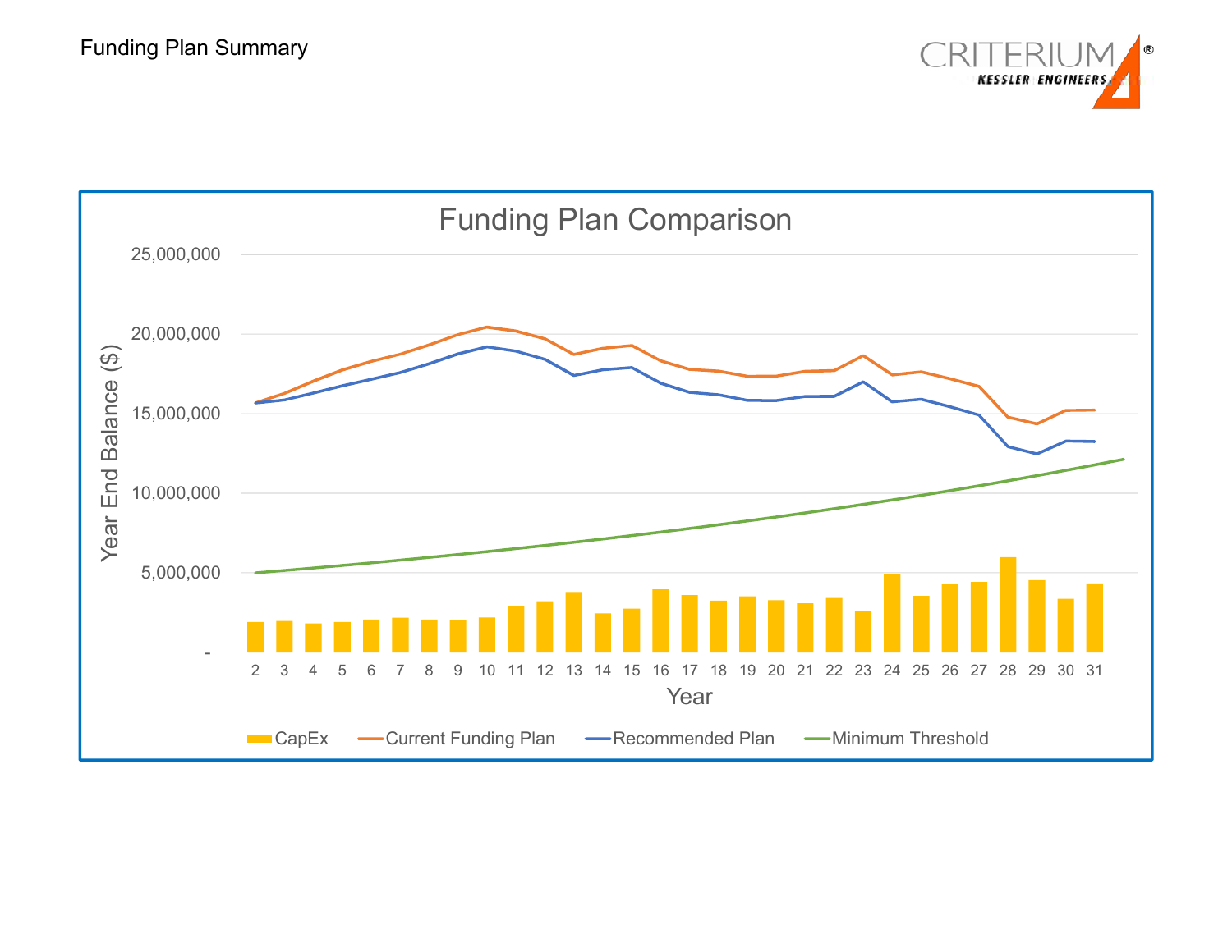Funding Plan Summary

## Funding Plan Comparison

Year End Balance ($)

25,000,000
20,000,000
15,000,000
10,000,000
5,000,000
-

Year

2 3 4 5 6 7 8 9 10 11 12 13 14 15 16 17 18 19 20 21 22 23 24 25 26 27 28 29 30 31

CapEx · Current Funding Plan · Recommended Plan · Minimum Threshold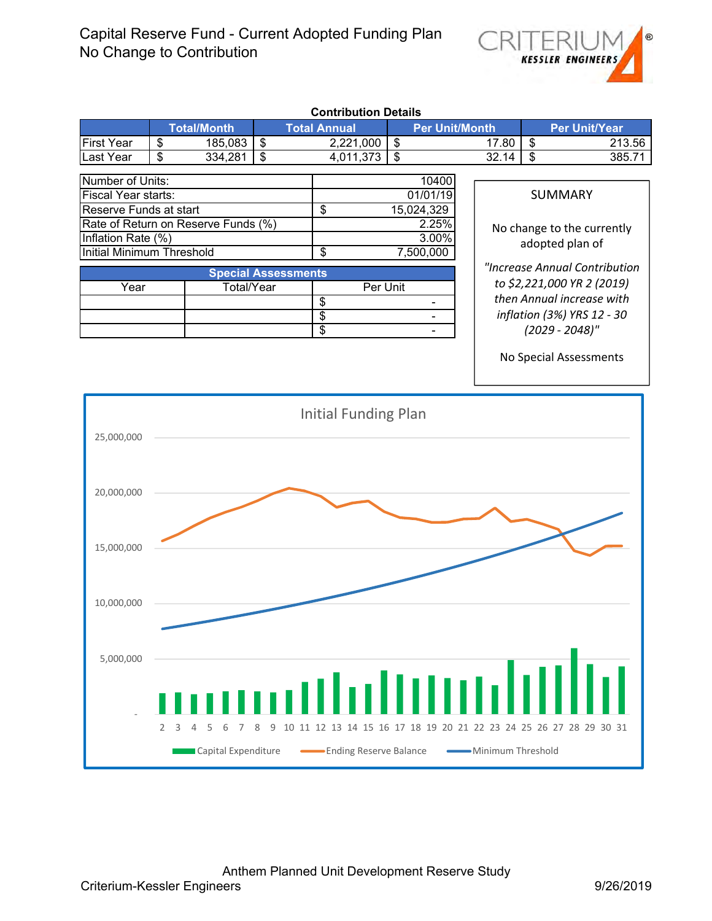# Capital Reserve Fund - Current Adopted Funding Plan
## No Change to Contribution

**Contribution Details**

| | Total/Month | Total Annual | Per Unit/Month | Per Unit/Year |
|---|---|---|---|---|
| First Year | $ 185,083 | $ 2,221,000 | $ 17.80 | $ 213.56 |
| Last Year | $ 334,281 | $ 4,011,373 | $ 32.14 | $ 385.71 |

| | |
|---|---|
| Number of Units: | 10400 |
| Fiscal Year starts: | 01/01/19 |
| Reserve Funds at start | $ 15,024,329 |
| Rate of Return on Reserve Funds (%) | 2.25% |
| Inflation Rate (%) | 3.00% |
| Initial Minimum Threshold | $ 7,500,000 |

| Special Assessments | | |
|---|---|---|
| Year | Total/Year | Per Unit |
| | | $ - |
| | | $ - |
| | | $ - |

**SUMMARY**

No change to the currently adopted plan of

*"Increase Annual Contribution to $2,221,000 YR 2 (2019) then Annual increase with inflation (3%) YRS 12 - 30 (2029 - 2048)"*

No Special Assessments

Initial Funding Plan

Anthem Planned Unit Development Reserve Study

Criterium-Kessler Engineers 9/26/2019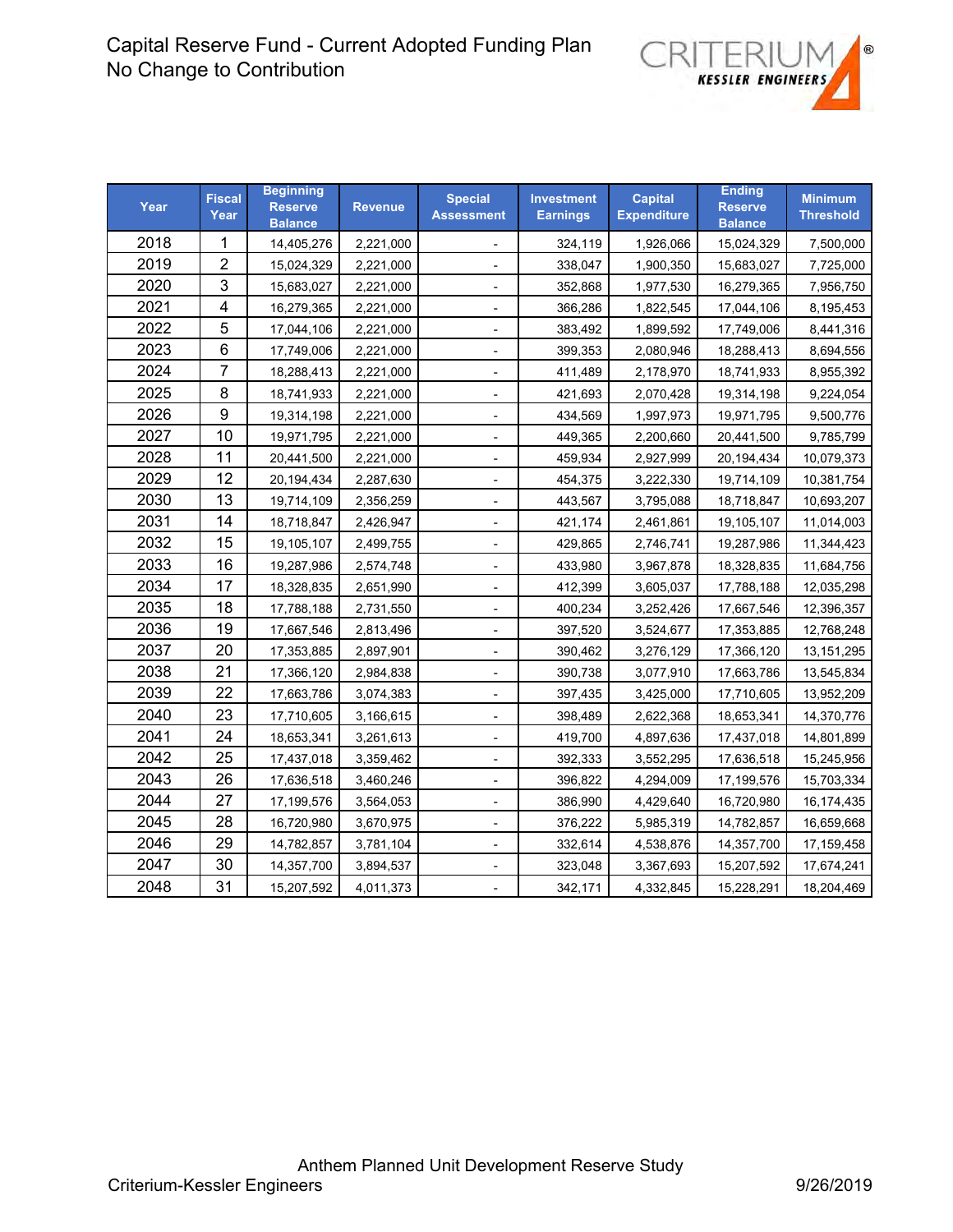# Capital Reserve Fund - Current Adopted Funding Plan
## No Change to Contribution

| Year | Fiscal Year | Beginning Reserve Balance | Revenue | Special Assessment | Investment Earnings | Capital Expenditure | Ending Reserve Balance | Minimum Threshold |
|---|---|---|---|---|---|---|---|---|
| 2018 | 1 | 14,405,276 | 2,221,000 | - | 324,119 | 1,926,066 | 15,024,329 | 7,500,000 |
| 2019 | 2 | 15,024,329 | 2,221,000 | - | 338,047 | 1,900,350 | 15,683,027 | 7,725,000 |
| 2020 | 3 | 15,683,027 | 2,221,000 | - | 352,868 | 1,977,530 | 16,279,365 | 7,956,750 |
| 2021 | 4 | 16,279,365 | 2,221,000 | - | 366,286 | 1,822,545 | 17,044,106 | 8,195,453 |
| 2022 | 5 | 17,044,106 | 2,221,000 | - | 383,492 | 1,899,592 | 17,749,006 | 8,441,316 |
| 2023 | 6 | 17,749,006 | 2,221,000 | - | 399,353 | 2,080,946 | 18,288,413 | 8,694,556 |
| 2024 | 7 | 18,288,413 | 2,221,000 | - | 411,489 | 2,178,970 | 18,741,933 | 8,955,392 |
| 2025 | 8 | 18,741,933 | 2,221,000 | - | 421,693 | 2,070,428 | 19,314,198 | 9,224,054 |
| 2026 | 9 | 19,314,198 | 2,221,000 | - | 434,569 | 1,997,973 | 19,971,795 | 9,500,776 |
| 2027 | 10 | 19,971,795 | 2,221,000 | - | 449,365 | 2,200,660 | 20,441,500 | 9,785,799 |
| 2028 | 11 | 20,441,500 | 2,221,000 | - | 459,934 | 2,927,999 | 20,194,434 | 10,079,373 |
| 2029 | 12 | 20,194,434 | 2,287,630 | - | 454,375 | 3,222,330 | 19,714,109 | 10,381,754 |
| 2030 | 13 | 19,714,109 | 2,356,259 | - | 443,567 | 3,795,088 | 18,718,847 | 10,693,207 |
| 2031 | 14 | 18,718,847 | 2,426,947 | - | 421,174 | 2,461,861 | 19,105,107 | 11,014,003 |
| 2032 | 15 | 19,105,107 | 2,499,755 | - | 429,865 | 2,746,741 | 19,287,986 | 11,344,423 |
| 2033 | 16 | 19,287,986 | 2,574,748 | - | 433,980 | 3,967,878 | 18,328,835 | 11,684,756 |
| 2034 | 17 | 18,328,835 | 2,651,990 | - | 412,399 | 3,605,037 | 17,788,188 | 12,035,298 |
| 2035 | 18 | 17,788,188 | 2,731,550 | - | 400,234 | 3,252,426 | 17,667,546 | 12,396,357 |
| 2036 | 19 | 17,667,546 | 2,813,496 | - | 397,520 | 3,524,677 | 17,353,885 | 12,768,248 |
| 2037 | 20 | 17,353,885 | 2,897,901 | - | 390,462 | 3,276,129 | 17,366,120 | 13,151,295 |
| 2038 | 21 | 17,366,120 | 2,984,838 | - | 390,738 | 3,077,910 | 17,663,786 | 13,545,834 |
| 2039 | 22 | 17,663,786 | 3,074,383 | - | 397,435 | 3,425,000 | 17,710,605 | 13,952,209 |
| 2040 | 23 | 17,710,605 | 3,166,615 | - | 398,489 | 2,622,368 | 18,653,341 | 14,370,776 |
| 2041 | 24 | 18,653,341 | 3,261,613 | - | 419,700 | 4,897,636 | 17,437,018 | 14,801,899 |
| 2042 | 25 | 17,437,018 | 3,359,462 | - | 392,333 | 3,552,295 | 17,636,518 | 15,245,956 |
| 2043 | 26 | 17,636,518 | 3,460,246 | - | 396,822 | 4,294,009 | 17,199,576 | 15,703,334 |
| 2044 | 27 | 17,199,576 | 3,564,053 | - | 386,990 | 4,429,640 | 16,720,980 | 16,174,435 |
| 2045 | 28 | 16,720,980 | 3,670,975 | - | 376,222 | 5,985,319 | 14,782,857 | 16,659,668 |
| 2046 | 29 | 14,782,857 | 3,781,104 | - | 332,614 | 4,538,876 | 14,357,700 | 17,159,458 |
| 2047 | 30 | 14,357,700 | 3,894,537 | - | 323,048 | 3,367,693 | 15,207,592 | 17,674,241 |
| 2048 | 31 | 15,207,592 | 4,011,373 | - | 342,171 | 4,332,845 | 15,228,291 | 18,204,469 |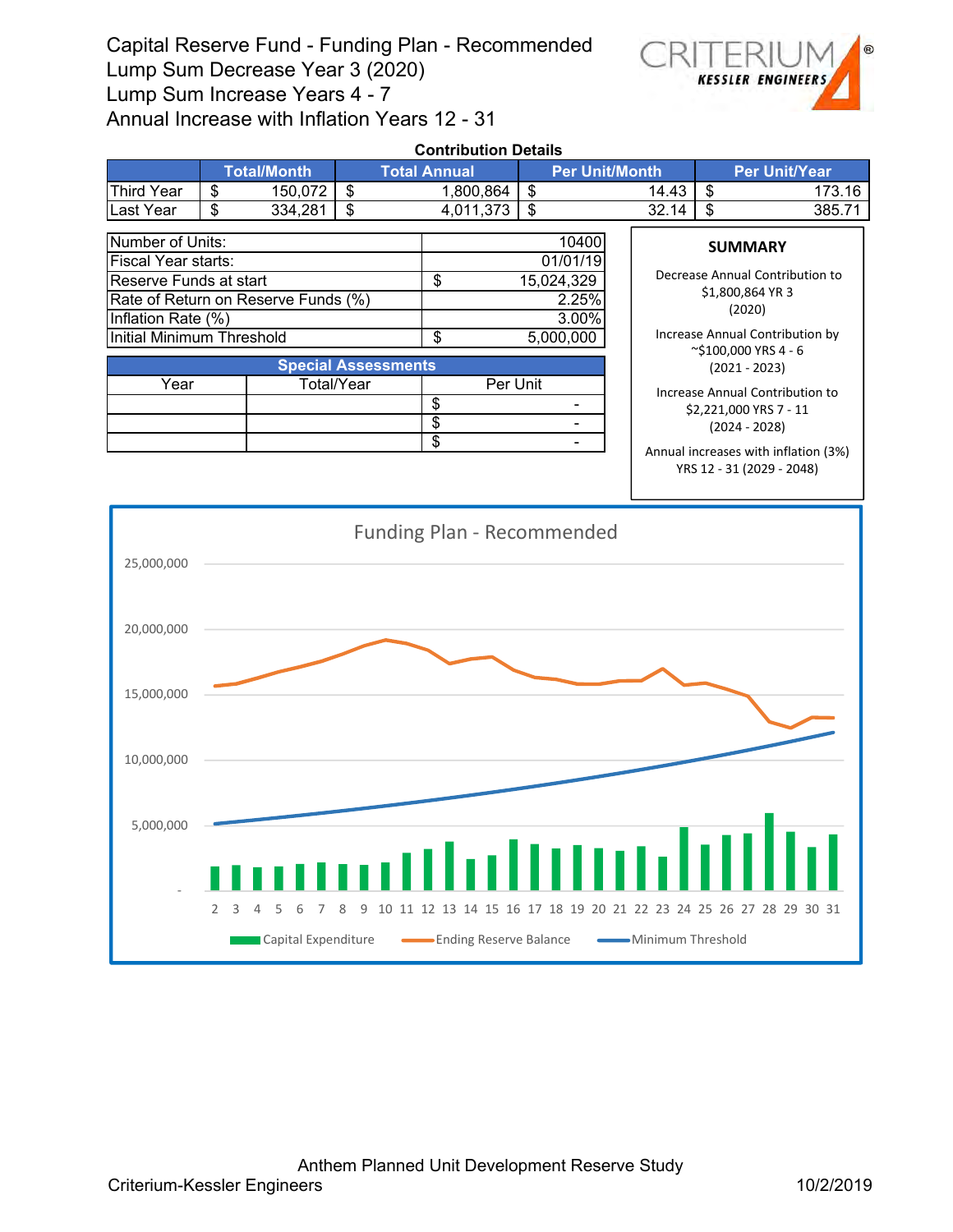# Capital Reserve Fund - Funding Plan - Recommended
Lump Sum Decrease Year 3 (2020)
Lump Sum Increase Years 4 - 7
Annual Increase with Inflation Years 12 - 31

CRITERIUM KESSLER ENGINEERS®

**Contribution Details**

| | Total/Month | Total Annual | Per Unit/Month | Per Unit/Year |
|---|---|---|---|---|
| Third Year | $ 150,072 | $ 1,800,864 | $ 14.43 | $ 173.16 |
| Last Year | $ 334,281 | $ 4,011,373 | $ 32.14 | $ 385.71 |

| | |
|---|---|
| Number of Units: | 10400 |
| Fiscal Year starts: | 01/01/19 |
| Reserve Funds at start | $ 15,024,329 |
| Rate of Return on Reserve Funds (%) | 2.25% |
| Inflation Rate (%) | 3.00% |
| Initial Minimum Threshold | $ 5,000,000 |

**Special Assessments**

| Year | Total/Year | Per Unit |
|---|---|---|
| | | $ - |
| | | $ - |
| | | $ - |

**SUMMARY**

Decrease Annual Contribution to $1,800,864 YR 3 (2020)

Increase Annual Contribution by ~$100,000 YRS 4 - 6 (2021 - 2023)

Increase Annual Contribution to $2,221,000 YRS 7 - 11 (2024 - 2028)

Annual increases with inflation (3%) YRS 12 - 31 (2029 - 2048)

**Funding Plan - Recommended**

(Chart: Capital Expenditure, Ending Reserve Balance, Minimum Threshold; years 2–31; y-axis - to 25,000,000)

Anthem Planned Unit Development Reserve Study
Criterium-Kessler Engineers 10/2/2019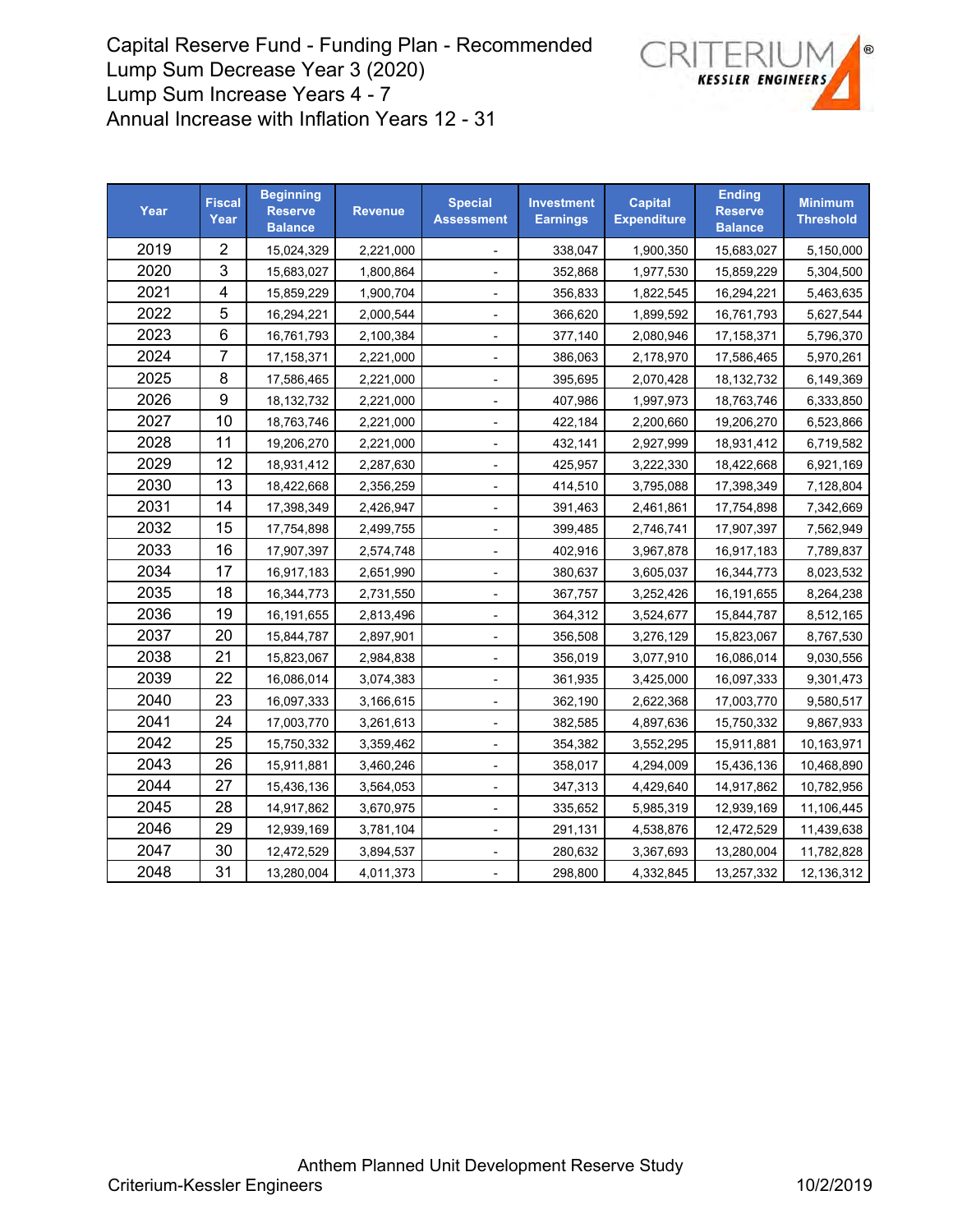# Capital Reserve Fund - Funding Plan - Recommended
Lump Sum Decrease Year 3 (2020)
Lump Sum Increase Years 4 - 7
Annual Increase with Inflation Years 12 - 31

| Year | Fiscal Year | Beginning Reserve Balance | Revenue | Special Assessment | Investment Earnings | Capital Expenditure | Ending Reserve Balance | Minimum Threshold |
|---|---|---|---|---|---|---|---|---|
| 2019 | 2 | 15,024,329 | 2,221,000 | - | 338,047 | 1,900,350 | 15,683,027 | 5,150,000 |
| 2020 | 3 | 15,683,027 | 1,800,864 | - | 352,868 | 1,977,530 | 15,859,229 | 5,304,500 |
| 2021 | 4 | 15,859,229 | 1,900,704 | - | 356,833 | 1,822,545 | 16,294,221 | 5,463,635 |
| 2022 | 5 | 16,294,221 | 2,000,544 | - | 366,620 | 1,899,592 | 16,761,793 | 5,627,544 |
| 2023 | 6 | 16,761,793 | 2,100,384 | - | 377,140 | 2,080,946 | 17,158,371 | 5,796,370 |
| 2024 | 7 | 17,158,371 | 2,221,000 | - | 386,063 | 2,178,970 | 17,586,465 | 5,970,261 |
| 2025 | 8 | 17,586,465 | 2,221,000 | - | 395,695 | 2,070,428 | 18,132,732 | 6,149,369 |
| 2026 | 9 | 18,132,732 | 2,221,000 | - | 407,986 | 1,997,973 | 18,763,746 | 6,333,850 |
| 2027 | 10 | 18,763,746 | 2,221,000 | - | 422,184 | 2,200,660 | 19,206,270 | 6,523,866 |
| 2028 | 11 | 19,206,270 | 2,221,000 | - | 432,141 | 2,927,999 | 18,931,412 | 6,719,582 |
| 2029 | 12 | 18,931,412 | 2,287,630 | - | 425,957 | 3,222,330 | 18,422,668 | 6,921,169 |
| 2030 | 13 | 18,422,668 | 2,356,259 | - | 414,510 | 3,795,088 | 17,398,349 | 7,128,804 |
| 2031 | 14 | 17,398,349 | 2,426,947 | - | 391,463 | 2,461,861 | 17,754,898 | 7,342,669 |
| 2032 | 15 | 17,754,898 | 2,499,755 | - | 399,485 | 2,746,741 | 17,907,397 | 7,562,949 |
| 2033 | 16 | 17,907,397 | 2,574,748 | - | 402,916 | 3,967,878 | 16,917,183 | 7,789,837 |
| 2034 | 17 | 16,917,183 | 2,651,990 | - | 380,637 | 3,605,037 | 16,344,773 | 8,023,532 |
| 2035 | 18 | 16,344,773 | 2,731,550 | - | 367,757 | 3,252,426 | 16,191,655 | 8,264,238 |
| 2036 | 19 | 16,191,655 | 2,813,496 | - | 364,312 | 3,524,677 | 15,844,787 | 8,512,165 |
| 2037 | 20 | 15,844,787 | 2,897,901 | - | 356,508 | 3,276,129 | 15,823,067 | 8,767,530 |
| 2038 | 21 | 15,823,067 | 2,984,838 | - | 356,019 | 3,077,910 | 16,086,014 | 9,030,556 |
| 2039 | 22 | 16,086,014 | 3,074,383 | - | 361,935 | 3,425,000 | 16,097,333 | 9,301,473 |
| 2040 | 23 | 16,097,333 | 3,166,615 | - | 362,190 | 2,622,368 | 17,003,770 | 9,580,517 |
| 2041 | 24 | 17,003,770 | 3,261,613 | - | 382,585 | 4,897,636 | 15,750,332 | 9,867,933 |
| 2042 | 25 | 15,750,332 | 3,359,462 | - | 354,382 | 3,552,295 | 15,911,881 | 10,163,971 |
| 2043 | 26 | 15,911,881 | 3,460,246 | - | 358,017 | 4,294,009 | 15,436,136 | 10,468,890 |
| 2044 | 27 | 15,436,136 | 3,564,053 | - | 347,313 | 4,429,640 | 14,917,862 | 10,782,956 |
| 2045 | 28 | 14,917,862 | 3,670,975 | - | 335,652 | 5,985,319 | 12,939,169 | 11,106,445 |
| 2046 | 29 | 12,939,169 | 3,781,104 | - | 291,131 | 4,538,876 | 12,472,529 | 11,439,638 |
| 2047 | 30 | 12,472,529 | 3,894,537 | - | 280,632 | 3,367,693 | 13,280,004 | 11,782,828 |
| 2048 | 31 | 13,280,004 | 4,011,373 | - | 298,800 | 4,332,845 | 13,257,332 | 12,136,312 |